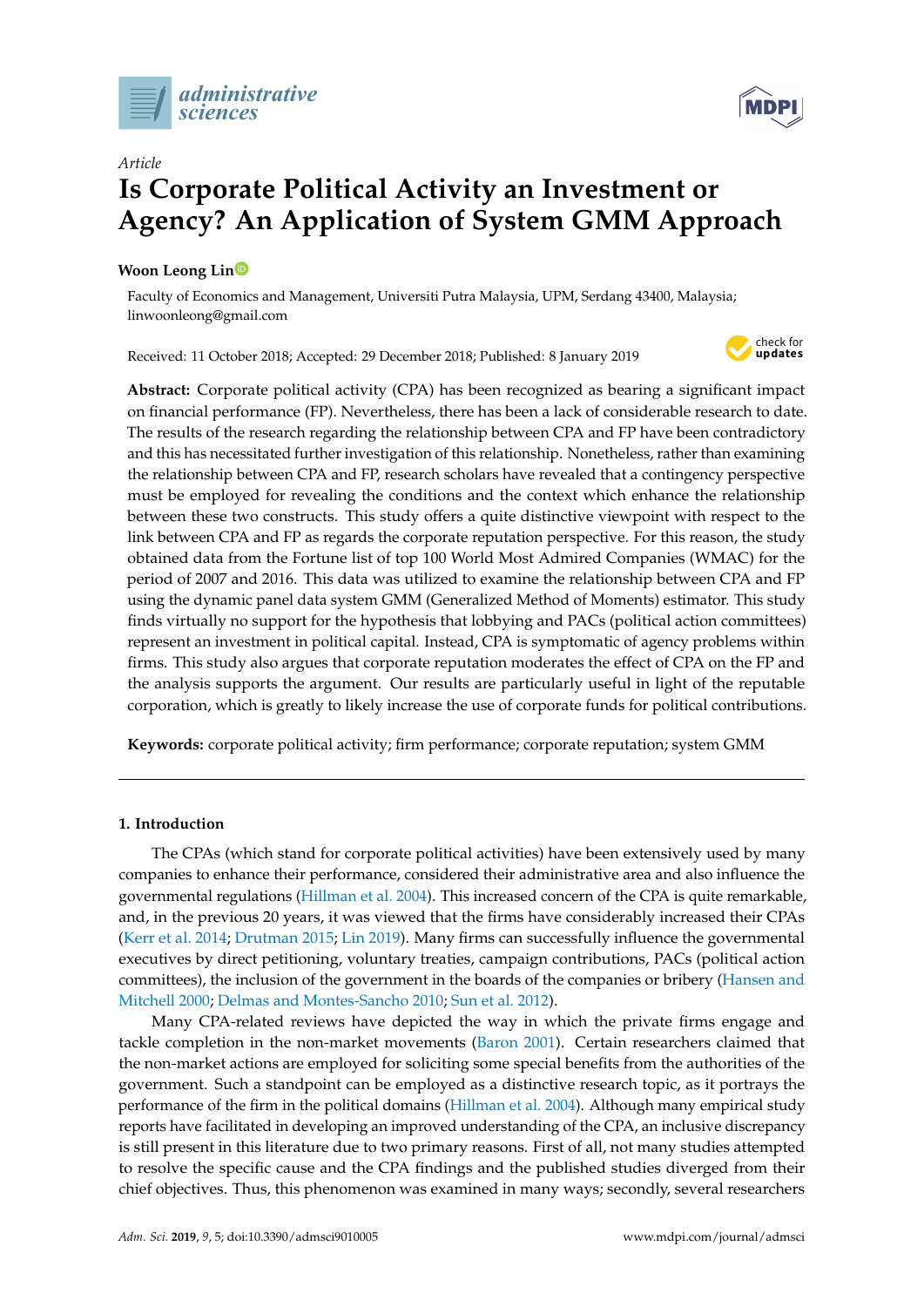*Article*

# Is Corporate Political Activity an Investment or Agency? An Application of System GMM Approach

**Woon Leong Lin**

Faculty of Economics and Management, Universiti Putra Malaysia, UPM, Serdang 43400, Malaysia; linwoonleong@gmail.com

Received: 11 October 2018; Accepted: 29 December 2018; Published: 8 January 2019

**Abstract:** Corporate political activity (CPA) has been recognized as bearing a significant impact on financial performance (FP). Nevertheless, there has been a lack of considerable research to date. The results of the research regarding the relationship between CPA and FP have been contradictory and this has necessitated further investigation of this relationship. Nonetheless, rather than examining the relationship between CPA and FP, research scholars have revealed that a contingency perspective must be employed for revealing the conditions and the context which enhance the relationship between these two constructs. This study offers a quite distinctive viewpoint with respect to the link between CPA and FP as regards the corporate reputation perspective. For this reason, the study obtained data from the Fortune list of top 100 World Most Admired Companies (WMAC) for the period of 2007 and 2016. This data was utilized to examine the relationship between CPA and FP using the dynamic panel data system GMM (Generalized Method of Moments) estimator. This study finds virtually no support for the hypothesis that lobbying and PACs (political action committees) represent an investment in political capital. Instead, CPA is symptomatic of agency problems within firms. This study also argues that corporate reputation moderates the effect of CPA on the FP and the analysis supports the argument. Our results are particularly useful in light of the reputable corporation, which is greatly to likely increase the use of corporate funds for political contributions.

**Keywords:** corporate political activity; firm performance; corporate reputation; system GMM

## 1. Introduction

The CPAs (which stand for corporate political activities) have been extensively used by many companies to enhance their performance, considered their administrative area and also influence the governmental regulations (Hillman et al. 2004). This increased concern of the CPA is quite remarkable, and, in the previous 20 years, it was viewed that the firms have considerably increased their CPAs (Kerr et al. 2014; Drutman 2015; Lin 2019). Many firms can successfully influence the governmental executives by direct petitioning, voluntary treaties, campaign contributions, PACs (political action committees), the inclusion of the government in the boards of the companies or bribery (Hansen and Mitchell 2000; Delmas and Montes-Sancho 2010; Sun et al. 2012).

Many CPA-related reviews have depicted the way in which the private firms engage and tackle completion in the non-market movements (Baron 2001). Certain researchers claimed that the non-market actions are employed for soliciting some special benefits from the authorities of the government. Such a standpoint can be employed as a distinctive research topic, as it portrays the performance of the firm in the political domains (Hillman et al. 2004). Although many empirical study reports have facilitated in developing an improved understanding of the CPA, an inclusive discrepancy is still present in this literature due to two primary reasons. First of all, not many studies attempted to resolve the specific cause and the CPA findings and the published studies diverged from their chief objectives. Thus, this phenomenon was examined in many ways; secondly, several researchers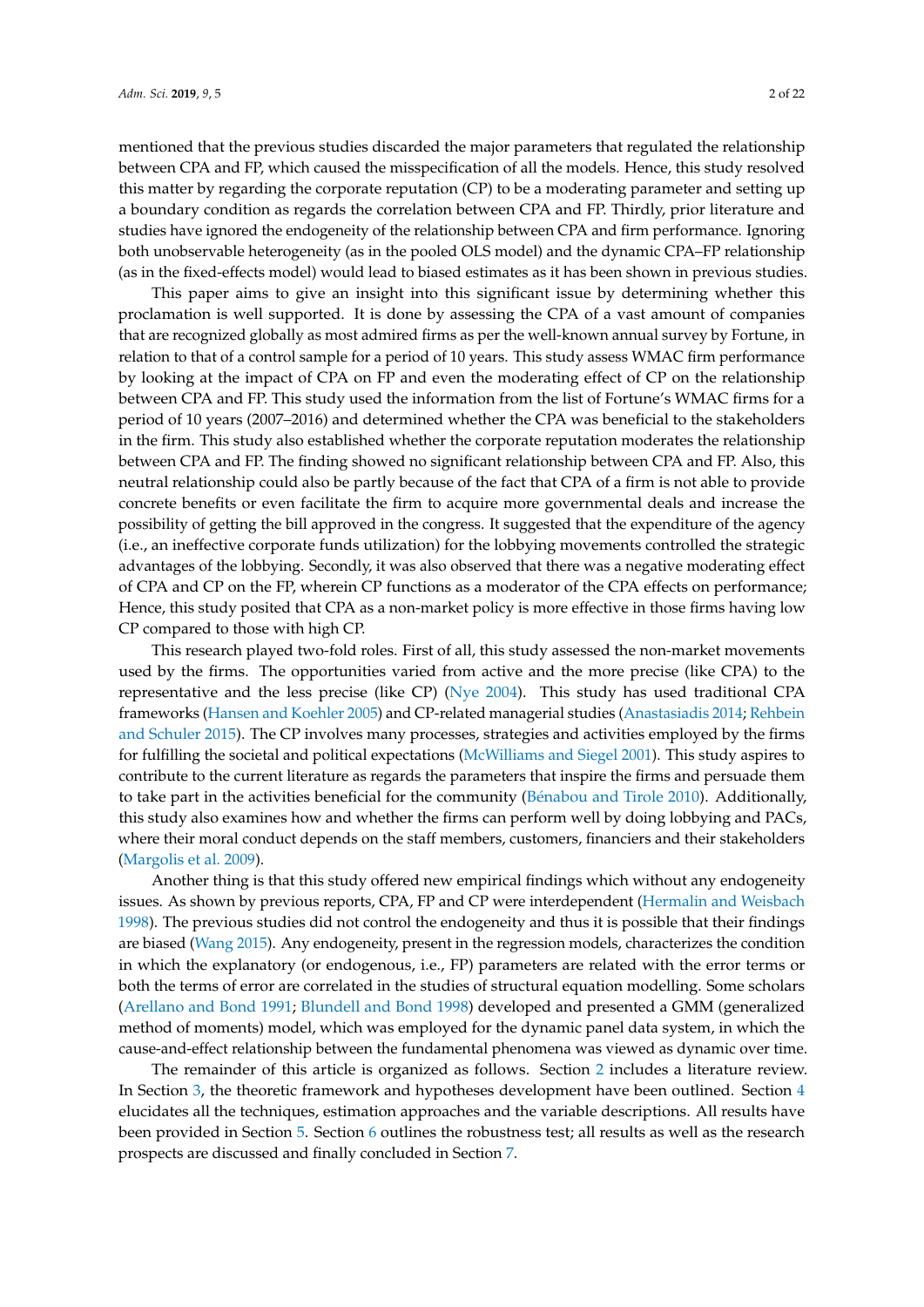mentioned that the previous studies discarded the major parameters that regulated the relationship between CPA and FP, which caused the misspecification of all the models. Hence, this study resolved this matter by regarding the corporate reputation (CP) to be a moderating parameter and setting up a boundary condition as regards the correlation between CPA and FP. Thirdly, prior literature and studies have ignored the endogeneity of the relationship between CPA and firm performance. Ignoring both unobservable heterogeneity (as in the pooled OLS model) and the dynamic CPA–FP relationship (as in the fixed-effects model) would lead to biased estimates as it has been shown in previous studies.

This paper aims to give an insight into this significant issue by determining whether this proclamation is well supported. It is done by assessing the CPA of a vast amount of companies that are recognized globally as most admired firms as per the well-known annual survey by Fortune, in relation to that of a control sample for a period of 10 years. This study assess WMAC firm performance by looking at the impact of CPA on FP and even the moderating effect of CP on the relationship between CPA and FP. This study used the information from the list of Fortune's WMAC firms for a period of 10 years (2007–2016) and determined whether the CPA was beneficial to the stakeholders in the firm. This study also established whether the corporate reputation moderates the relationship between CPA and FP. The finding showed no significant relationship between CPA and FP. Also, this neutral relationship could also be partly because of the fact that CPA of a firm is not able to provide concrete benefits or even facilitate the firm to acquire more governmental deals and increase the possibility of getting the bill approved in the congress. It suggested that the expenditure of the agency (i.e., an ineffective corporate funds utilization) for the lobbying movements controlled the strategic advantages of the lobbying. Secondly, it was also observed that there was a negative moderating effect of CPA and CP on the FP, wherein CP functions as a moderator of the CPA effects on performance; Hence, this study posited that CPA as a non-market policy is more effective in those firms having low CP compared to those with high CP.

This research played two-fold roles. First of all, this study assessed the non-market movements used by the firms. The opportunities varied from active and the more precise (like CPA) to the representative and the less precise (like CP) (Nye 2004). This study has used traditional CPA frameworks (Hansen and Koehler 2005) and CP-related managerial studies (Anastasiadis 2014; Rehbein and Schuler 2015). The CP involves many processes, strategies and activities employed by the firms for fulfilling the societal and political expectations (McWilliams and Siegel 2001). This study aspires to contribute to the current literature as regards the parameters that inspire the firms and persuade them to take part in the activities beneficial for the community (Bénabou and Tirole 2010). Additionally, this study also examines how and whether the firms can perform well by doing lobbying and PACs, where their moral conduct depends on the staff members, customers, financiers and their stakeholders (Margolis et al. 2009).

Another thing is that this study offered new empirical findings which without any endogeneity issues. As shown by previous reports, CPA, FP and CP were interdependent (Hermalin and Weisbach 1998). The previous studies did not control the endogeneity and thus it is possible that their findings are biased (Wang 2015). Any endogeneity, present in the regression models, characterizes the condition in which the explanatory (or endogenous, i.e., FP) parameters are related with the error terms or both the terms of error are correlated in the studies of structural equation modelling. Some scholars (Arellano and Bond 1991; Blundell and Bond 1998) developed and presented a GMM (generalized method of moments) model, which was employed for the dynamic panel data system, in which the cause-and-effect relationship between the fundamental phenomena was viewed as dynamic over time.

The remainder of this article is organized as follows. Section 2 includes a literature review. In Section 3, the theoretic framework and hypotheses development have been outlined. Section 4 elucidates all the techniques, estimation approaches and the variable descriptions. All results have been provided in Section 5. Section 6 outlines the robustness test; all results as well as the research prospects are discussed and finally concluded in Section 7.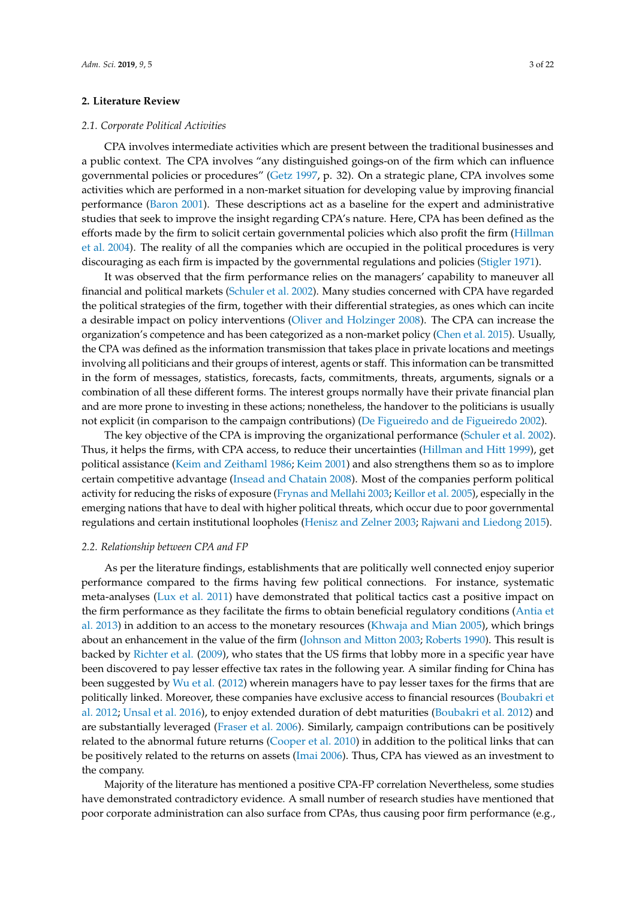## 2. Literature Review

### 2.1. Corporate Political Activities

CPA involves intermediate activities which are present between the traditional businesses and a public context. The CPA involves "any distinguished goings-on of the firm which can influence governmental policies or procedures" (Getz 1997, p. 32). On a strategic plane, CPA involves some activities which are performed in a non-market situation for developing value by improving financial performance (Baron 2001). These descriptions act as a baseline for the expert and administrative studies that seek to improve the insight regarding CPA's nature. Here, CPA has been defined as the efforts made by the firm to solicit certain governmental policies which also profit the firm (Hillman et al. 2004). The reality of all the companies which are occupied in the political procedures is very discouraging as each firm is impacted by the governmental regulations and policies (Stigler 1971).

It was observed that the firm performance relies on the managers' capability to maneuver all financial and political markets (Schuler et al. 2002). Many studies concerned with CPA have regarded the political strategies of the firm, together with their differential strategies, as ones which can incite a desirable impact on policy interventions (Oliver and Holzinger 2008). The CPA can increase the organization's competence and has been categorized as a non-market policy (Chen et al. 2015). Usually, the CPA was defined as the information transmission that takes place in private locations and meetings involving all politicians and their groups of interest, agents or staff. This information can be transmitted in the form of messages, statistics, forecasts, facts, commitments, threats, arguments, signals or a combination of all these different forms. The interest groups normally have their private financial plan and are more prone to investing in these actions; nonetheless, the handover to the politicians is usually not explicit (in comparison to the campaign contributions) (De Figueiredo and de Figueiredo 2002).

The key objective of the CPA is improving the organizational performance (Schuler et al. 2002). Thus, it helps the firms, with CPA access, to reduce their uncertainties (Hillman and Hitt 1999), get political assistance (Keim and Zeithaml 1986; Keim 2001) and also strengthens them so as to implore certain competitive advantage (Insead and Chatain 2008). Most of the companies perform political activity for reducing the risks of exposure (Frynas and Mellahi 2003; Keillor et al. 2005), especially in the emerging nations that have to deal with higher political threats, which occur due to poor governmental regulations and certain institutional loopholes (Henisz and Zelner 2003; Rajwani and Liedong 2015).

### 2.2. Relationship between CPA and FP

As per the literature findings, establishments that are politically well connected enjoy superior performance compared to the firms having few political connections. For instance, systematic meta-analyses (Lux et al. 2011) have demonstrated that political tactics cast a positive impact on the firm performance as they facilitate the firms to obtain beneficial regulatory conditions (Antia et al. 2013) in addition to an access to the monetary resources (Khwaja and Mian 2005), which brings about an enhancement in the value of the firm (Johnson and Mitton 2003; Roberts 1990). This result is backed by Richter et al. (2009), who states that the US firms that lobby more in a specific year have been discovered to pay lesser effective tax rates in the following year. A similar finding for China has been suggested by Wu et al. (2012) wherein managers have to pay lesser taxes for the firms that are politically linked. Moreover, these companies have exclusive access to financial resources (Boubakri et al. 2012; Unsal et al. 2016), to enjoy extended duration of debt maturities (Boubakri et al. 2012) and are substantially leveraged (Fraser et al. 2006). Similarly, campaign contributions can be positively related to the abnormal future returns (Cooper et al. 2010) in addition to the political links that can be positively related to the returns on assets (Imai 2006). Thus, CPA has viewed as an investment to the company.

Majority of the literature has mentioned a positive CPA-FP correlation Nevertheless, some studies have demonstrated contradictory evidence. A small number of research studies have mentioned that poor corporate administration can also surface from CPAs, thus causing poor firm performance (e.g.,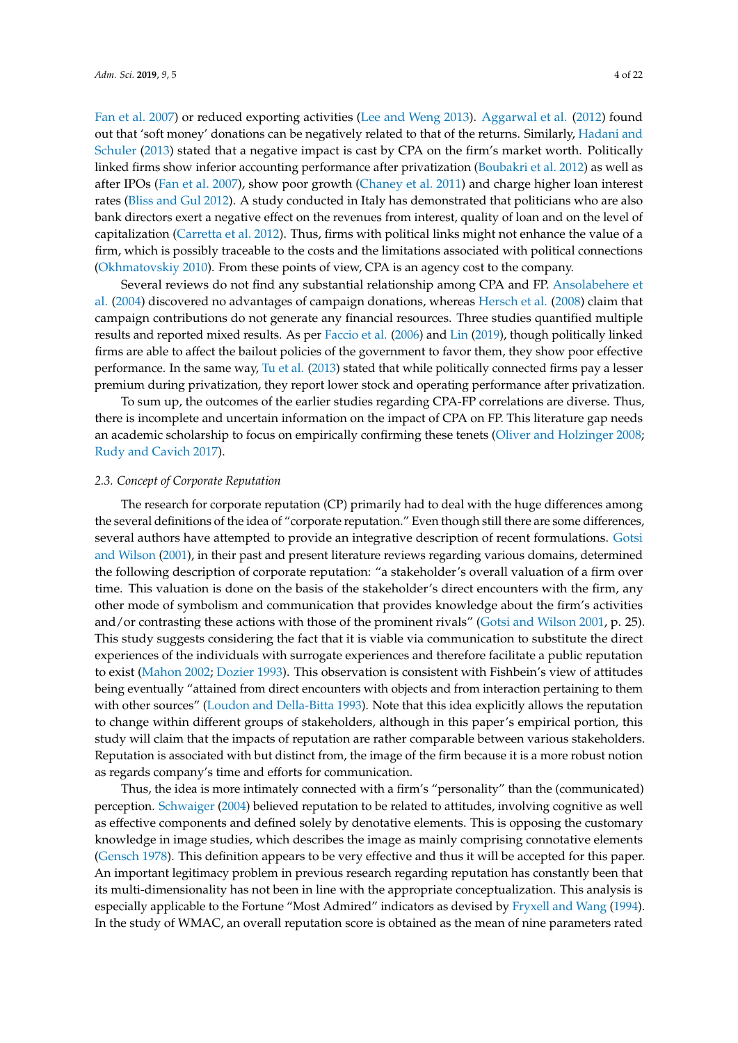Fan et al. 2007) or reduced exporting activities (Lee and Weng 2013). Aggarwal et al. (2012) found out that 'soft money' donations can be negatively related to that of the returns. Similarly, Hadani and Schuler (2013) stated that a negative impact is cast by CPA on the firm's market worth. Politically linked firms show inferior accounting performance after privatization (Boubakri et al. 2012) as well as after IPOs (Fan et al. 2007), show poor growth (Chaney et al. 2011) and charge higher loan interest rates (Bliss and Gul 2012). A study conducted in Italy has demonstrated that politicians who are also bank directors exert a negative effect on the revenues from interest, quality of loan and on the level of capitalization (Carretta et al. 2012). Thus, firms with political links might not enhance the value of a firm, which is possibly traceable to the costs and the limitations associated with political connections (Okhmatovskiy 2010). From these points of view, CPA is an agency cost to the company.

Several reviews do not find any substantial relationship among CPA and FP. Ansolabehere et al. (2004) discovered no advantages of campaign donations, whereas Hersch et al. (2008) claim that campaign contributions do not generate any financial resources. Three studies quantified multiple results and reported mixed results. As per Faccio et al. (2006) and Lin (2019), though politically linked firms are able to affect the bailout policies of the government to favor them, they show poor effective performance. In the same way, Tu et al. (2013) stated that while politically connected firms pay a lesser premium during privatization, they report lower stock and operating performance after privatization.

To sum up, the outcomes of the earlier studies regarding CPA-FP correlations are diverse. Thus, there is incomplete and uncertain information on the impact of CPA on FP. This literature gap needs an academic scholarship to focus on empirically confirming these tenets (Oliver and Holzinger 2008; Rudy and Cavich 2017).

### 2.3. Concept of Corporate Reputation

The research for corporate reputation (CP) primarily had to deal with the huge differences among the several definitions of the idea of "corporate reputation." Even though still there are some differences, several authors have attempted to provide an integrative description of recent formulations. Gotsi and Wilson (2001), in their past and present literature reviews regarding various domains, determined the following description of corporate reputation: "a stakeholder's overall valuation of a firm over time. This valuation is done on the basis of the stakeholder's direct encounters with the firm, any other mode of symbolism and communication that provides knowledge about the firm's activities and/or contrasting these actions with those of the prominent rivals" (Gotsi and Wilson 2001, p. 25). This study suggests considering the fact that it is viable via communication to substitute the direct experiences of the individuals with surrogate experiences and therefore facilitate a public reputation to exist (Mahon 2002; Dozier 1993). This observation is consistent with Fishbein's view of attitudes being eventually "attained from direct encounters with objects and from interaction pertaining to them with other sources" (Loudon and Della-Bitta 1993). Note that this idea explicitly allows the reputation to change within different groups of stakeholders, although in this paper's empirical portion, this study will claim that the impacts of reputation are rather comparable between various stakeholders. Reputation is associated with but distinct from, the image of the firm because it is a more robust notion as regards company's time and efforts for communication.

Thus, the idea is more intimately connected with a firm's "personality" than the (communicated) perception. Schwaiger (2004) believed reputation to be related to attitudes, involving cognitive as well as effective components and defined solely by denotative elements. This is opposing the customary knowledge in image studies, which describes the image as mainly comprising connotative elements (Gensch 1978). This definition appears to be very effective and thus it will be accepted for this paper. An important legitimacy problem in previous research regarding reputation has constantly been that its multi-dimensionality has not been in line with the appropriate conceptualization. This analysis is especially applicable to the Fortune "Most Admired" indicators as devised by Fryxell and Wang (1994). In the study of WMAC, an overall reputation score is obtained as the mean of nine parameters rated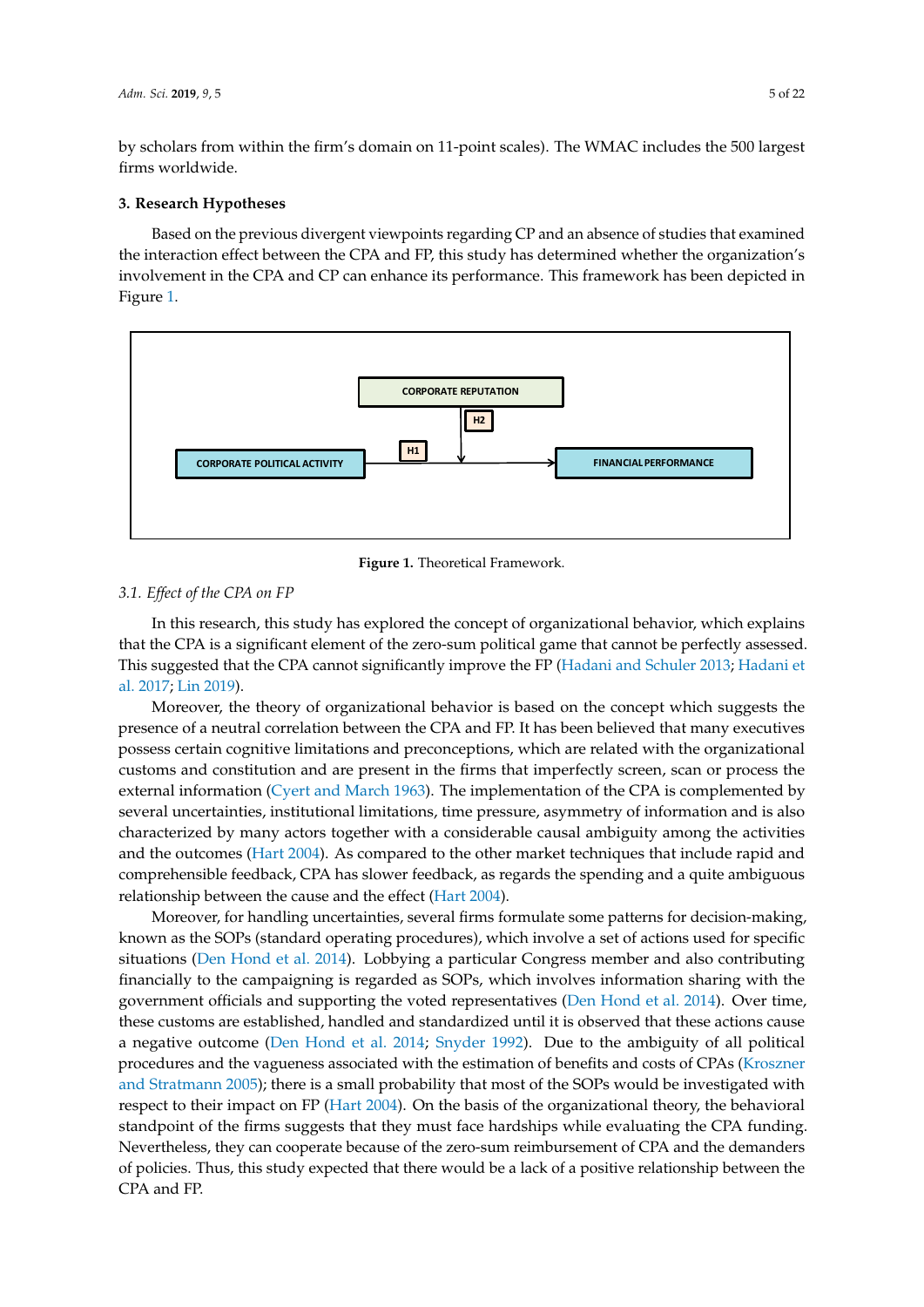by scholars from within the firm's domain on 11-point scales). The WMAC includes the 500 largest firms worldwide.

## 3. Research Hypotheses

Based on the previous divergent viewpoints regarding CP and an absence of studies that examined the interaction effect between the CPA and FP, this study has determined whether the organization's involvement in the CPA and CP can enhance its performance. This framework has been depicted in Figure 1.

**Figure 1.** Theoretical Framework.

### 3.1. Effect of the CPA on FP

In this research, this study has explored the concept of organizational behavior, which explains that the CPA is a significant element of the zero-sum political game that cannot be perfectly assessed. This suggested that the CPA cannot significantly improve the FP (Hadani and Schuler 2013; Hadani et al. 2017; Lin 2019).

Moreover, the theory of organizational behavior is based on the concept which suggests the presence of a neutral correlation between the CPA and FP. It has been believed that many executives possess certain cognitive limitations and preconceptions, which are related with the organizational customs and constitution and are present in the firms that imperfectly screen, scan or process the external information (Cyert and March 1963). The implementation of the CPA is complemented by several uncertainties, institutional limitations, time pressure, asymmetry of information and is also characterized by many actors together with a considerable causal ambiguity among the activities and the outcomes (Hart 2004). As compared to the other market techniques that include rapid and comprehensible feedback, CPA has slower feedback, as regards the spending and a quite ambiguous relationship between the cause and the effect (Hart 2004).

Moreover, for handling uncertainties, several firms formulate some patterns for decision-making, known as the SOPs (standard operating procedures), which involve a set of actions used for specific situations (Den Hond et al. 2014). Lobbying a particular Congress member and also contributing financially to the campaigning is regarded as SOPs, which involves information sharing with the government officials and supporting the voted representatives (Den Hond et al. 2014). Over time, these customs are established, handled and standardized until it is observed that these actions cause a negative outcome (Den Hond et al. 2014; Snyder 1992). Due to the ambiguity of all political procedures and the vagueness associated with the estimation of benefits and costs of CPAs (Kroszner and Stratmann 2005); there is a small probability that most of the SOPs would be investigated with respect to their impact on FP (Hart 2004). On the basis of the organizational theory, the behavioral standpoint of the firms suggests that they must face hardships while evaluating the CPA funding. Nevertheless, they can cooperate because of the zero-sum reimbursement of CPA and the demanders of policies. Thus, this study expected that there would be a lack of a positive relationship between the CPA and FP.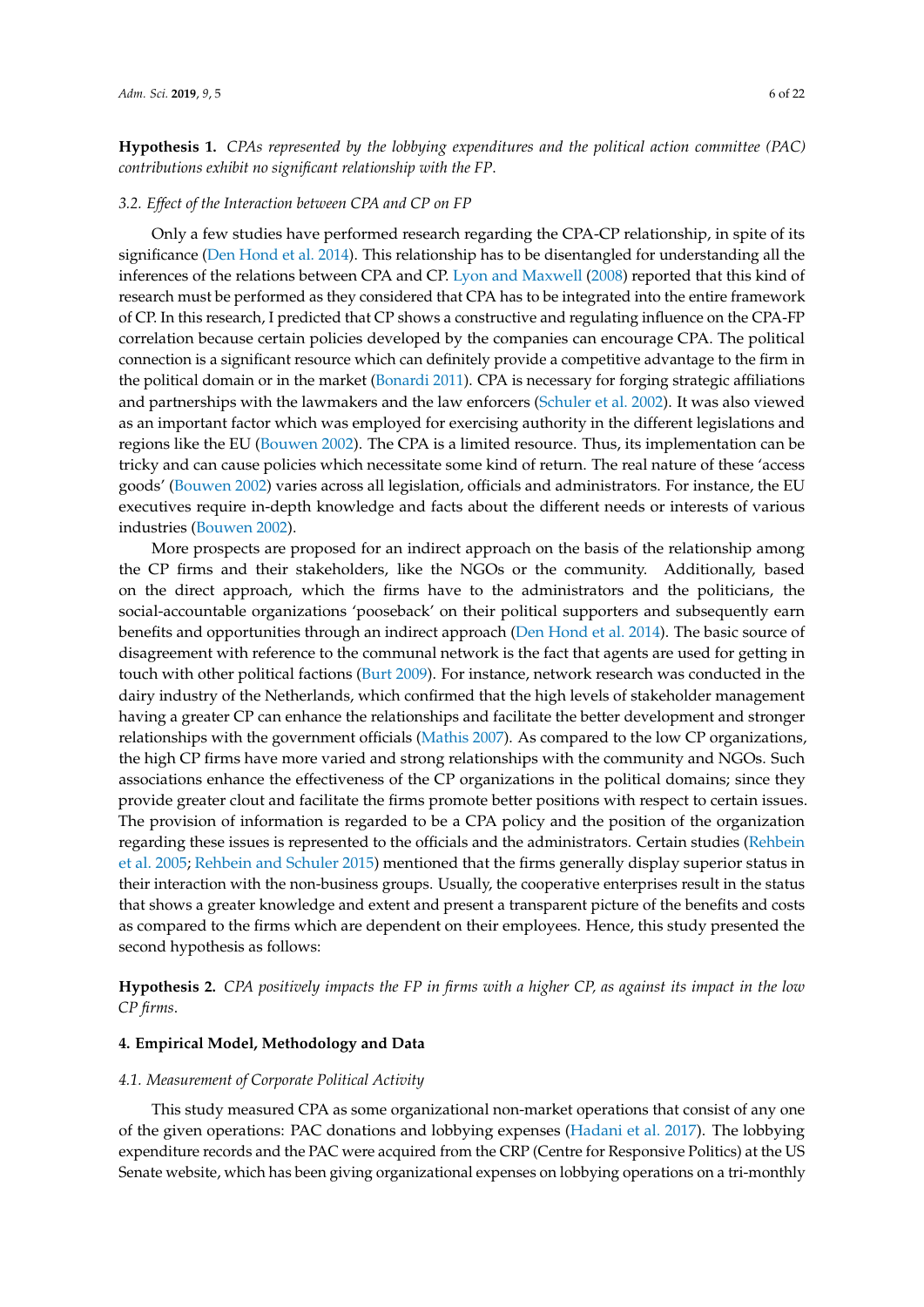**Hypothesis 1.** *CPAs represented by the lobbying expenditures and the political action committee (PAC) contributions exhibit no significant relationship with the FP.*

### 3.2. Effect of the Interaction between CPA and CP on FP

Only a few studies have performed research regarding the CPA-CP relationship, in spite of its significance (Den Hond et al. 2014). This relationship has to be disentangled for understanding all the inferences of the relations between CPA and CP. Lyon and Maxwell (2008) reported that this kind of research must be performed as they considered that CPA has to be integrated into the entire framework of CP. In this research, I predicted that CP shows a constructive and regulating influence on the CPA-FP correlation because certain policies developed by the companies can encourage CPA. The political connection is a significant resource which can definitely provide a competitive advantage to the firm in the political domain or in the market (Bonardi 2011). CPA is necessary for forging strategic affiliations and partnerships with the lawmakers and the law enforcers (Schuler et al. 2002). It was also viewed as an important factor which was employed for exercising authority in the different legislations and regions like the EU (Bouwen 2002). The CPA is a limited resource. Thus, its implementation can be tricky and can cause policies which necessitate some kind of return. The real nature of these 'access goods' (Bouwen 2002) varies across all legislation, officials and administrators. For instance, the EU executives require in-depth knowledge and facts about the different needs or interests of various industries (Bouwen 2002).

More prospects are proposed for an indirect approach on the basis of the relationship among the CP firms and their stakeholders, like the NGOs or the community. Additionally, based on the direct approach, which the firms have to the administrators and the politicians, the social-accountable organizations 'pooseback' on their political supporters and subsequently earn benefits and opportunities through an indirect approach (Den Hond et al. 2014). The basic source of disagreement with reference to the communal network is the fact that agents are used for getting in touch with other political factions (Burt 2009). For instance, network research was conducted in the dairy industry of the Netherlands, which confirmed that the high levels of stakeholder management having a greater CP can enhance the relationships and facilitate the better development and stronger relationships with the government officials (Mathis 2007). As compared to the low CP organizations, the high CP firms have more varied and strong relationships with the community and NGOs. Such associations enhance the effectiveness of the CP organizations in the political domains; since they provide greater clout and facilitate the firms promote better positions with respect to certain issues. The provision of information is regarded to be a CPA policy and the position of the organization regarding these issues is represented to the officials and the administrators. Certain studies (Rehbein et al. 2005; Rehbein and Schuler 2015) mentioned that the firms generally display superior status in their interaction with the non-business groups. Usually, the cooperative enterprises result in the status that shows a greater knowledge and extent and present a transparent picture of the benefits and costs as compared to the firms which are dependent on their employees. Hence, this study presented the second hypothesis as follows:

**Hypothesis 2.** *CPA positively impacts the FP in firms with a higher CP, as against its impact in the low CP firms.*

## 4. Empirical Model, Methodology and Data

### 4.1. Measurement of Corporate Political Activity

This study measured CPA as some organizational non-market operations that consist of any one of the given operations: PAC donations and lobbying expenses (Hadani et al. 2017). The lobbying expenditure records and the PAC were acquired from the CRP (Centre for Responsive Politics) at the US Senate website, which has been giving organizational expenses on lobbying operations on a tri-monthly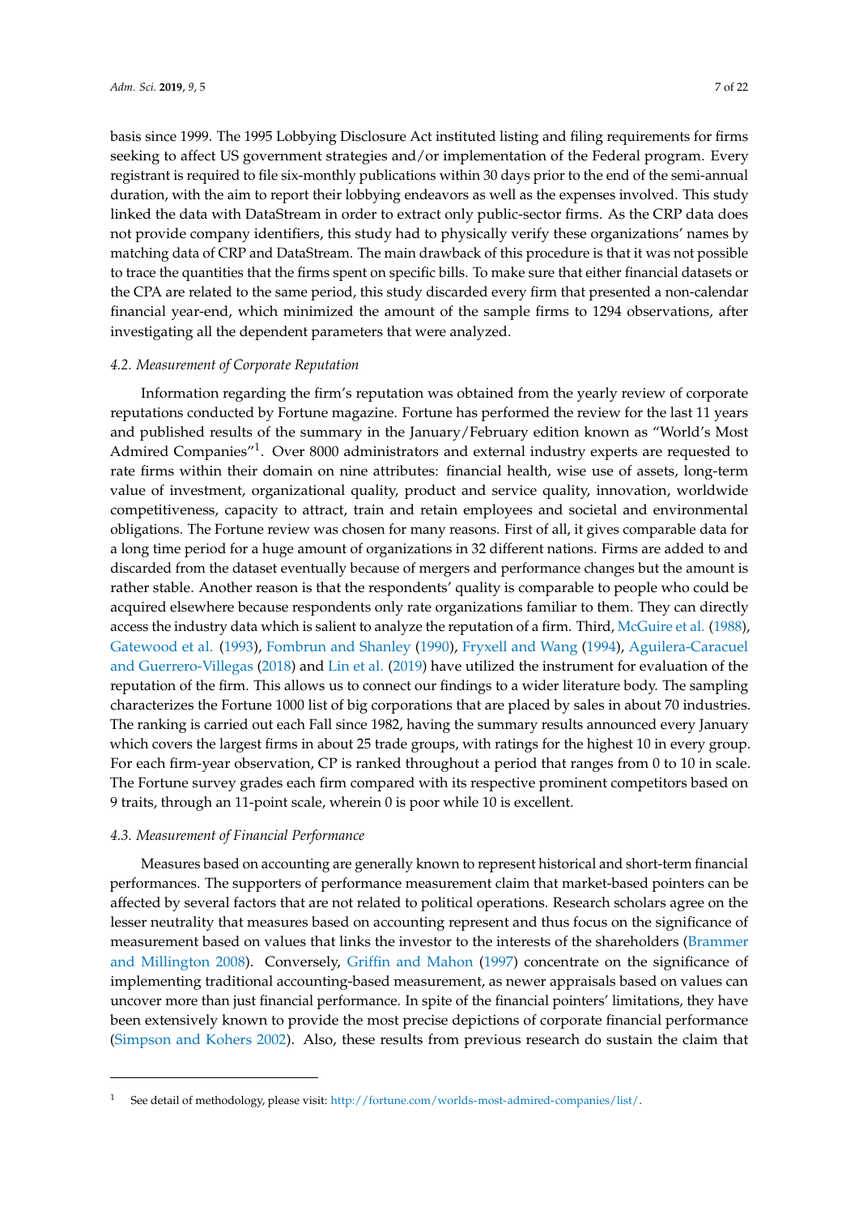basis since 1999. The 1995 Lobbying Disclosure Act instituted listing and filing requirements for firms seeking to affect US government strategies and/or implementation of the Federal program. Every registrant is required to file six-monthly publications within 30 days prior to the end of the semi-annual duration, with the aim to report their lobbying endeavors as well as the expenses involved. This study linked the data with DataStream in order to extract only public-sector firms. As the CRP data does not provide company identifiers, this study had to physically verify these organizations' names by matching data of CRP and DataStream. The main drawback of this procedure is that it was not possible to trace the quantities that the firms spent on specific bills. To make sure that either financial datasets or the CPA are related to the same period, this study discarded every firm that presented a non-calendar financial year-end, which minimized the amount of the sample firms to 1294 observations, after investigating all the dependent parameters that were analyzed.

### 4.2. Measurement of Corporate Reputation

Information regarding the firm's reputation was obtained from the yearly review of corporate reputations conducted by Fortune magazine. Fortune has performed the review for the last 11 years and published results of the summary in the January/February edition known as "World's Most Admired Companies"[1]. Over 8000 administrators and external industry experts are requested to rate firms within their domain on nine attributes: financial health, wise use of assets, long-term value of investment, organizational quality, product and service quality, innovation, worldwide competitiveness, capacity to attract, train and retain employees and societal and environmental obligations. The Fortune review was chosen for many reasons. First of all, it gives comparable data for a long time period for a huge amount of organizations in 32 different nations. Firms are added to and discarded from the dataset eventually because of mergers and performance changes but the amount is rather stable. Another reason is that the respondents' quality is comparable to people who could be acquired elsewhere because respondents only rate organizations familiar to them. They can directly access the industry data which is salient to analyze the reputation of a firm. Third, McGuire et al. (1988), Gatewood et al. (1993), Fombrun and Shanley (1990), Fryxell and Wang (1994), Aguilera-Caracuel and Guerrero-Villegas (2018) and Lin et al. (2019) have utilized the instrument for evaluation of the reputation of the firm. This allows us to connect our findings to a wider literature body. The sampling characterizes the Fortune 1000 list of big corporations that are placed by sales in about 70 industries. The ranking is carried out each Fall since 1982, having the summary results announced every January which covers the largest firms in about 25 trade groups, with ratings for the highest 10 in every group. For each firm-year observation, CP is ranked throughout a period that ranges from 0 to 10 in scale. The Fortune survey grades each firm compared with its respective prominent competitors based on 9 traits, through an 11-point scale, wherein 0 is poor while 10 is excellent.

### 4.3. Measurement of Financial Performance

Measures based on accounting are generally known to represent historical and short-term financial performances. The supporters of performance measurement claim that market-based pointers can be affected by several factors that are not related to political operations. Research scholars agree on the lesser neutrality that measures based on accounting represent and thus focus on the significance of measurement based on values that links the investor to the interests of the shareholders (Brammer and Millington 2008). Conversely, Griffin and Mahon (1997) concentrate on the significance of implementing traditional accounting-based measurement, as newer appraisals based on values can uncover more than just financial performance. In spite of the financial pointers' limitations, they have been extensively known to provide the most precise depictions of corporate financial performance (Simpson and Kohers 2002). Also, these results from previous research do sustain the claim that

[1] See detail of methodology, please visit: http://fortune.com/worlds-most-admired-companies/list/.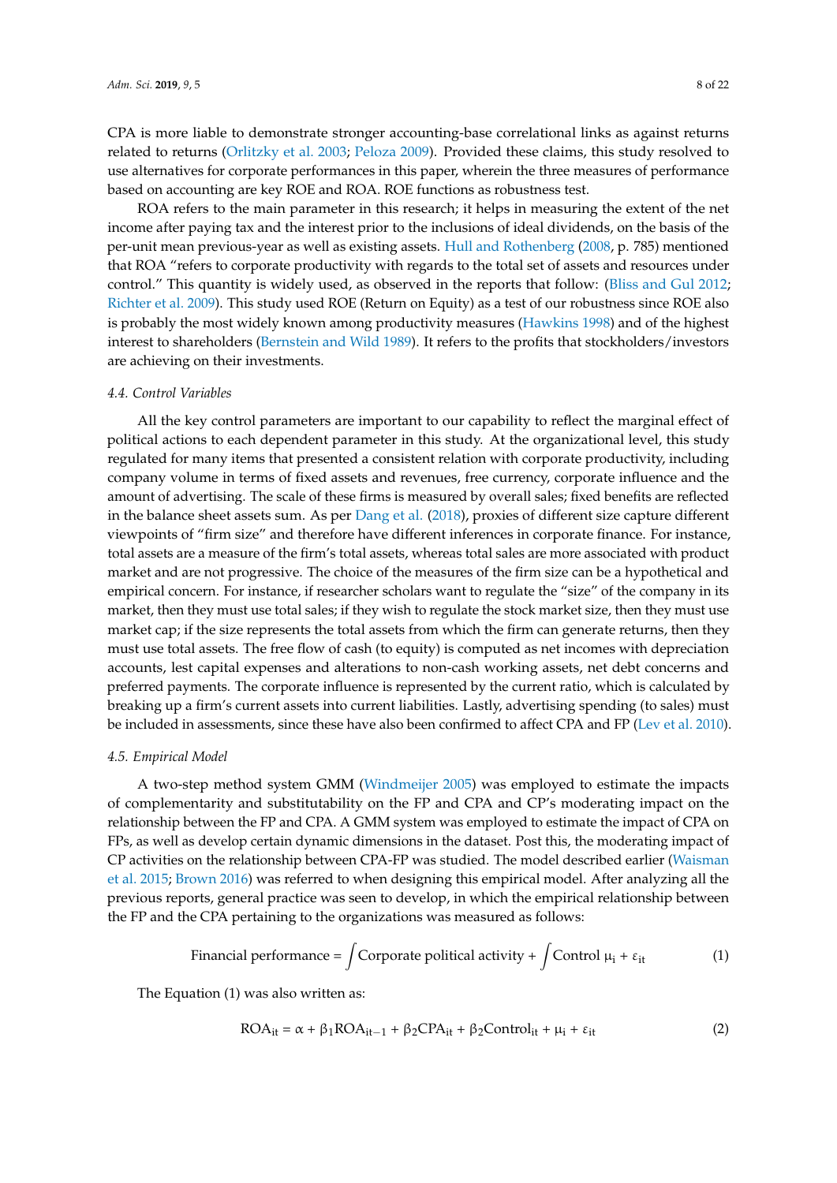CPA is more liable to demonstrate stronger accounting-base correlational links as against returns related to returns (Orlitzky et al. 2003; Peloza 2009). Provided these claims, this study resolved to use alternatives for corporate performances in this paper, wherein the three measures of performance based on accounting are key ROE and ROA. ROE functions as robustness test.

ROA refers to the main parameter in this research; it helps in measuring the extent of the net income after paying tax and the interest prior to the inclusions of ideal dividends, on the basis of the per-unit mean previous-year as well as existing assets. Hull and Rothenberg (2008, p. 785) mentioned that ROA "refers to corporate productivity with regards to the total set of assets and resources under control." This quantity is widely used, as observed in the reports that follow: (Bliss and Gul 2012; Richter et al. 2009). This study used ROE (Return on Equity) as a test of our robustness since ROE also is probably the most widely known among productivity measures (Hawkins 1998) and of the highest interest to shareholders (Bernstein and Wild 1989). It refers to the profits that stockholders/investors are achieving on their investments.

### 4.4. Control Variables

All the key control parameters are important to our capability to reflect the marginal effect of political actions to each dependent parameter in this study. At the organizational level, this study regulated for many items that presented a consistent relation with corporate productivity, including company volume in terms of fixed assets and revenues, free currency, corporate influence and the amount of advertising. The scale of these firms is measured by overall sales; fixed benefits are reflected in the balance sheet assets sum. As per Dang et al. (2018), proxies of different size capture different viewpoints of "firm size" and therefore have different inferences in corporate finance. For instance, total assets are a measure of the firm's total assets, whereas total sales are more associated with product market and are not progressive. The choice of the measures of the firm size can be a hypothetical and empirical concern. For instance, if researcher scholars want to regulate the "size" of the company in its market, then they must use total sales; if they wish to regulate the stock market size, then they must use market cap; if the size represents the total assets from which the firm can generate returns, then they must use total assets. The free flow of cash (to equity) is computed as net incomes with depreciation accounts, lest capital expenses and alterations to non-cash working assets, net debt concerns and preferred payments. The corporate influence is represented by the current ratio, which is calculated by breaking up a firm's current assets into current liabilities. Lastly, advertising spending (to sales) must be included in assessments, since these have also been confirmed to affect CPA and FP (Lev et al. 2010).

### 4.5. Empirical Model

A two-step method system GMM (Windmeijer 2005) was employed to estimate the impacts of complementarity and substitutability on the FP and CPA and CP's moderating impact on the relationship between the FP and CPA. A GMM system was employed to estimate the impact of CPA on FPs, as well as develop certain dynamic dimensions in the dataset. Post this, the moderating impact of CP activities on the relationship between CPA-FP was studied. The model described earlier (Waisman et al. 2015; Brown 2016) was referred to when designing this empirical model. After analyzing all the previous reports, general practice was seen to develop, in which the empirical relationship between the FP and the CPA pertaining to the organizations was measured as follows:

$$\text{Financial performance} = \int \text{Corporate political activity} + \int \text{Control}\ \mu_i + \varepsilon_{it} \tag{1}$$

The Equation (1) was also written as:

$$\text{ROA}_{it} = \alpha + \beta_1 \text{ROA}_{it-1} + \beta_2 \text{CPA}_{it} + \beta_2 \text{Control}_{it} + \mu_i + \varepsilon_{it} \tag{2}$$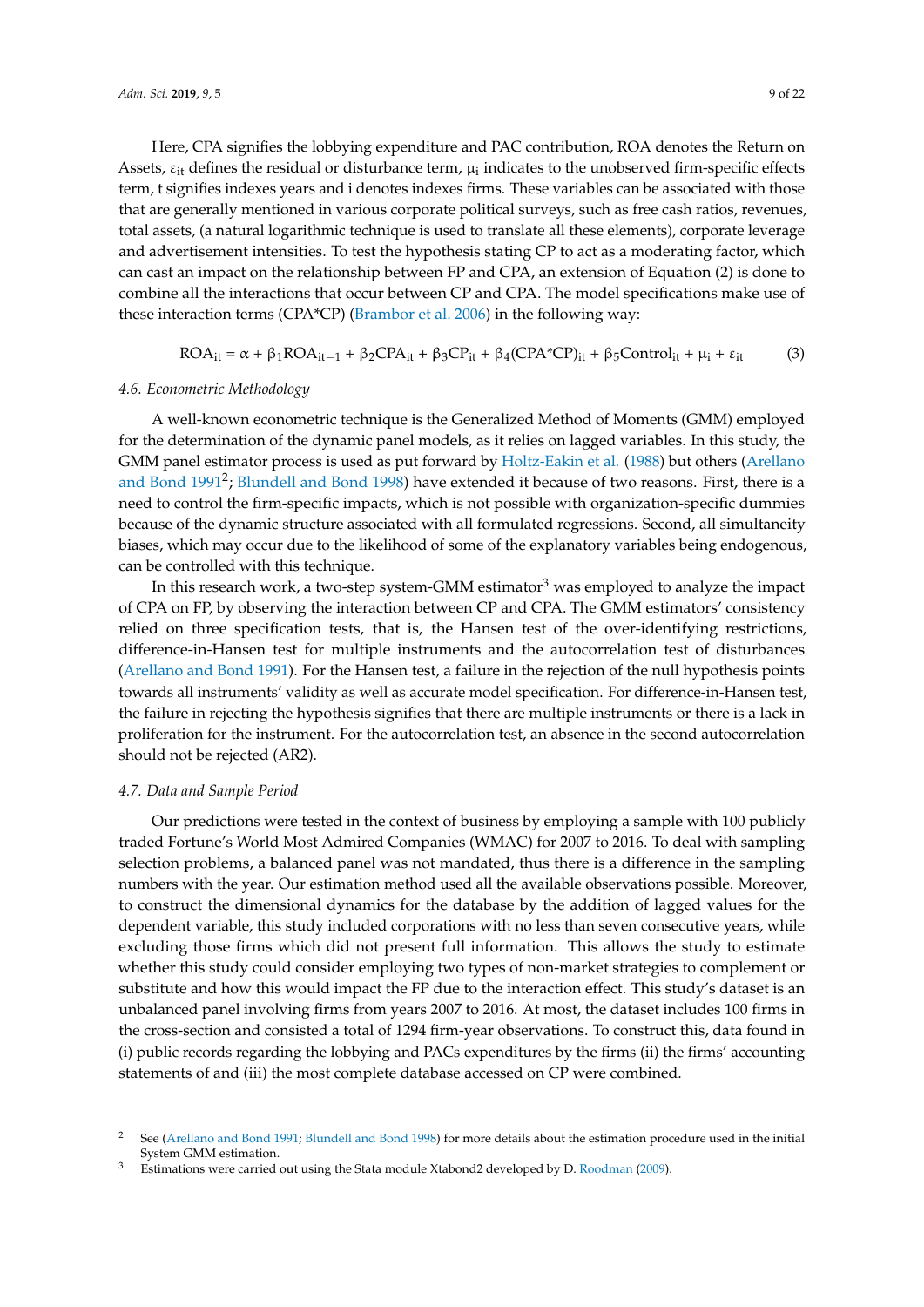Here, CPA signifies the lobbying expenditure and PAC contribution, ROA denotes the Return on Assets, $\varepsilon_{it}$ defines the residual or disturbance term, $\mu_i$ indicates to the unobserved firm-specific effects term, t signifies indexes years and i denotes indexes firms. These variables can be associated with those that are generally mentioned in various corporate political surveys, such as free cash ratios, revenues, total assets, (a natural logarithmic technique is used to translate all these elements), corporate leverage and advertisement intensities. To test the hypothesis stating CP to act as a moderating factor, which can cast an impact on the relationship between FP and CPA, an extension of Equation (2) is done to combine all the interactions that occur between CP and CPA. The model specifications make use of these interaction terms (CPA*CP) (Brambor et al. 2006) in the following way:

$$ROA_{it} = \alpha + \beta_1 ROA_{it-1} + \beta_2 CPA_{it} + \beta_3 CP_{it} + \beta_4 (CPA*CP)_{it} + \beta_5 Control_{it} + \mu_i + \varepsilon_{it} \quad (3)$$

### 4.6. Econometric Methodology

A well-known econometric technique is the Generalized Method of Moments (GMM) employed for the determination of the dynamic panel models, as it relies on lagged variables. In this study, the GMM panel estimator process is used as put forward by Holtz-Eakin et al. (1988) but others (Arellano and Bond 1991[2]; Blundell and Bond 1998) have extended it because of two reasons. First, there is a need to control the firm-specific impacts, which is not possible with organization-specific dummies because of the dynamic structure associated with all formulated regressions. Second, all simultaneity biases, which may occur due to the likelihood of some of the explanatory variables being endogenous, can be controlled with this technique.

In this research work, a two-step system-GMM estimator[3] was employed to analyze the impact of CPA on FP, by observing the interaction between CP and CPA. The GMM estimators' consistency relied on three specification tests, that is, the Hansen test of the over-identifying restrictions, difference-in-Hansen test for multiple instruments and the autocorrelation test of disturbances (Arellano and Bond 1991). For the Hansen test, a failure in the rejection of the null hypothesis points towards all instruments' validity as well as accurate model specification. For difference-in-Hansen test, the failure in rejecting the hypothesis signifies that there are multiple instruments or there is a lack in proliferation for the instrument. For the autocorrelation test, an absence in the second autocorrelation should not be rejected (AR2).

### 4.7. Data and Sample Period

Our predictions were tested in the context of business by employing a sample with 100 publicly traded Fortune's World Most Admired Companies (WMAC) for 2007 to 2016. To deal with sampling selection problems, a balanced panel was not mandated, thus there is a difference in the sampling numbers with the year. Our estimation method used all the available observations possible. Moreover, to construct the dimensional dynamics for the database by the addition of lagged values for the dependent variable, this study included corporations with no less than seven consecutive years, while excluding those firms which did not present full information. This allows the study to estimate whether this study could consider employing two types of non-market strategies to complement or substitute and how this would impact the FP due to the interaction effect. This study's dataset is an unbalanced panel involving firms from years 2007 to 2016. At most, the dataset includes 100 firms in the cross-section and consisted a total of 1294 firm-year observations. To construct this, data found in (i) public records regarding the lobbying and PACs expenditures by the firms (ii) the firms' accounting statements of and (iii) the most complete database accessed on CP were combined.

---

[2] See (Arellano and Bond 1991; Blundell and Bond 1998) for more details about the estimation procedure used in the initial System GMM estimation.

[3] Estimations were carried out using the Stata module Xtabond2 developed by D. Roodman (2009).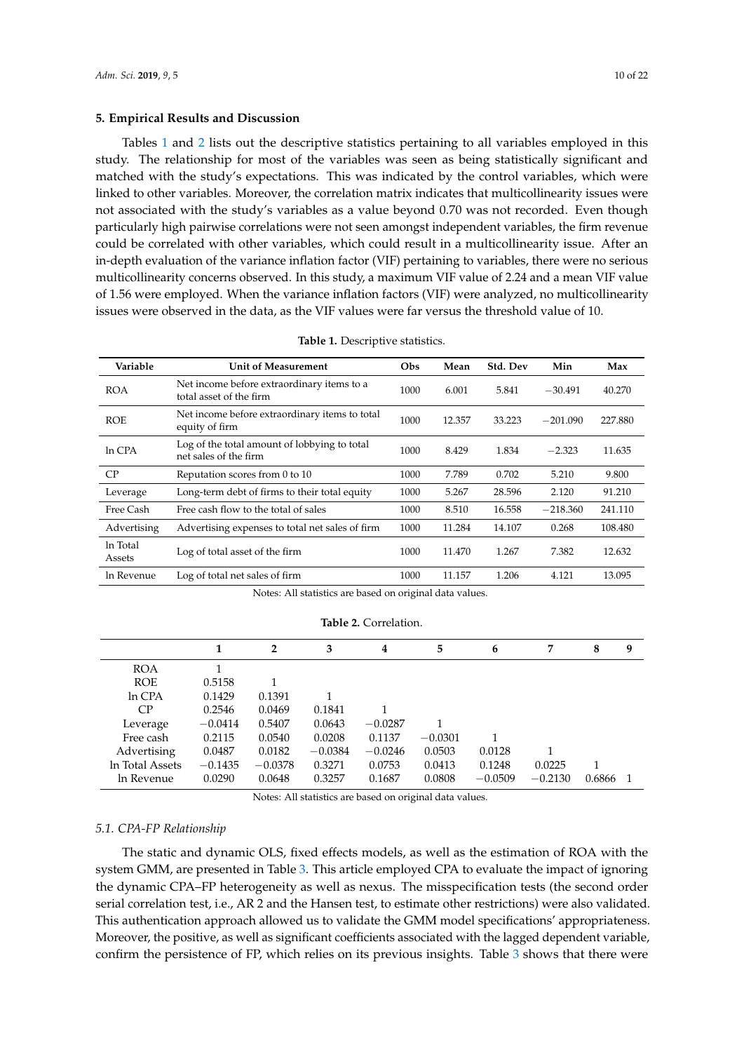## 5. Empirical Results and Discussion

Tables 1 and 2 lists out the descriptive statistics pertaining to all variables employed in this study. The relationship for most of the variables was seen as being statistically significant and matched with the study's expectations. This was indicated by the control variables, which were linked to other variables. Moreover, the correlation matrix indicates that multicollinearity issues were not associated with the study's variables as a value beyond 0.70 was not recorded. Even though particularly high pairwise correlations were not seen amongst independent variables, the firm revenue could be correlated with other variables, which could result in a multicollinearity issue. After an in-depth evaluation of the variance inflation factor (VIF) pertaining to variables, there were no serious multicollinearity concerns observed. In this study, a maximum VIF value of 2.24 and a mean VIF value of 1.56 were employed. When the variance inflation factors (VIF) were analyzed, no multicollinearity issues were observed in the data, as the VIF values were far versus the threshold value of 10.

**Table 1.** Descriptive statistics.

| Variable | Unit of Measurement | Obs | Mean | Std. Dev | Min | Max |
|---|---|---|---|---|---|---|
| ROA | Net income before extraordinary items to a total asset of the firm | 1000 | 6.001 | 5.841 | −30.491 | 40.270 |
| ROE | Net income before extraordinary items to total equity of firm | 1000 | 12.357 | 33.223 | −201.090 | 227.880 |
| ln CPA | Log of the total amount of lobbying to total net sales of the firm | 1000 | 8.429 | 1.834 | −2.323 | 11.635 |
| CP | Reputation scores from 0 to 10 | 1000 | 7.789 | 0.702 | 5.210 | 9.800 |
| Leverage | Long-term debt of firms to their total equity | 1000 | 5.267 | 28.596 | 2.120 | 91.210 |
| Free Cash | Free cash flow to the total of sales | 1000 | 8.510 | 16.558 | −218.360 | 241.110 |
| Advertising | Advertising expenses to total net sales of firm | 1000 | 11.284 | 14.107 | 0.268 | 108.480 |
| ln Total Assets | Log of total asset of the firm | 1000 | 11.470 | 1.267 | 7.382 | 12.632 |
| ln Revenue | Log of total net sales of firm | 1000 | 11.157 | 1.206 | 4.121 | 13.095 |

Notes: All statistics are based on original data values.

**Table 2.** Correlation.

| | 1 | 2 | 3 | 4 | 5 | 6 | 7 | 8 | 9 |
|---|---|---|---|---|---|---|---|---|---|
| ROA | 1 | | | | | | | | |
| ROE | 0.5158 | 1 | | | | | | | |
| ln CPA | 0.1429 | 0.1391 | 1 | | | | | | |
| CP | 0.2546 | 0.0469 | 0.1841 | 1 | | | | | |
| Leverage | −0.0414 | 0.5407 | 0.0643 | −0.0287 | 1 | | | | |
| Free cash | 0.2115 | 0.0540 | 0.0208 | 0.1137 | −0.0301 | 1 | | | |
| Advertising | 0.0487 | 0.0182 | −0.0384 | −0.0246 | 0.0503 | 0.0128 | 1 | | |
| ln Total Assets | −0.1435 | −0.0378 | 0.3271 | 0.0753 | 0.0413 | 0.1248 | 0.0225 | 1 | |
| ln Revenue | 0.0290 | 0.0648 | 0.3257 | 0.1687 | 0.0808 | −0.0509 | −0.2130 | 0.6866 | 1 |

Notes: All statistics are based on original data values.

### 5.1. CPA-FP Relationship

The static and dynamic OLS, fixed effects models, as well as the estimation of ROA with the system GMM, are presented in Table 3. This article employed CPA to evaluate the impact of ignoring the dynamic CPA–FP heterogeneity as well as nexus. The misspecification tests (the second order serial correlation test, i.e., AR 2 and the Hansen test, to estimate other restrictions) were also validated. This authentication approach allowed us to validate the GMM model specifications' appropriateness. Moreover, the positive, as well as significant coefficients associated with the lagged dependent variable, confirm the persistence of FP, which relies on its previous insights. Table 3 shows that there were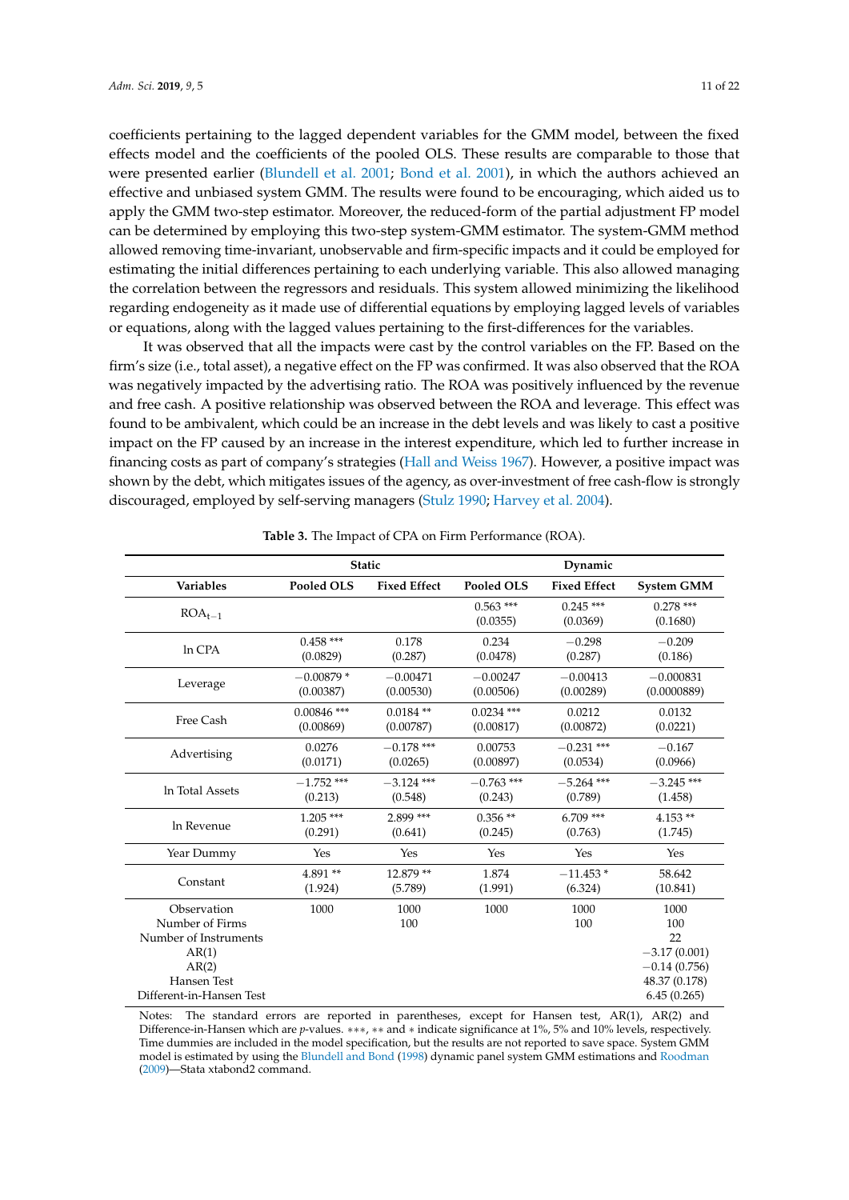coefficients pertaining to the lagged dependent variables for the GMM model, between the fixed effects model and the coefficients of the pooled OLS. These results are comparable to those that were presented earlier (Blundell et al. 2001; Bond et al. 2001), in which the authors achieved an effective and unbiased system GMM. The results were found to be encouraging, which aided us to apply the GMM two-step estimator. Moreover, the reduced-form of the partial adjustment FP model can be determined by employing this two-step system-GMM estimator. The system-GMM method allowed removing time-invariant, unobservable and firm-specific impacts and it could be employed for estimating the initial differences pertaining to each underlying variable. This also allowed managing the correlation between the regressors and residuals. This system allowed minimizing the likelihood regarding endogeneity as it made use of differential equations by employing lagged levels of variables or equations, along with the lagged values pertaining to the first-differences for the variables.

It was observed that all the impacts were cast by the control variables on the FP. Based on the firm's size (i.e., total asset), a negative effect on the FP was confirmed. It was also observed that the ROA was negatively impacted by the advertising ratio. The ROA was positively influenced by the revenue and free cash. A positive relationship was observed between the ROA and leverage. This effect was found to be ambivalent, which could be an increase in the debt levels and was likely to cast a positive impact on the FP caused by an increase in the interest expenditure, which led to further increase in financing costs as part of company's strategies (Hall and Weiss 1967). However, a positive impact was shown by the debt, which mitigates issues of the agency, as over-investment of free cash-flow is strongly discouraged, employed by self-serving managers (Stulz 1990; Harvey et al. 2004).

**Table 3.** The Impact of CPA on Firm Performance (ROA).

| | Static | | Dynamic | | |
|---|---|---|---|---|---|
| **Variables** | **Pooled OLS** | **Fixed Effect** | **Pooled OLS** | **Fixed Effect** | **System GMM** |
| $ROA_{t-1}$ | | | 0.563 *** (0.0355) | 0.245 *** (0.0369) | 0.278 *** (0.1680) |
| ln CPA | 0.458 *** (0.0829) | 0.178 (0.287) | 0.234 (0.0478) | −0.298 (0.287) | −0.209 (0.186) |
| Leverage | −0.00879 * (0.00387) | −0.00471 (0.00530) | −0.00247 (0.00506) | −0.00413 (0.00289) | −0.000831 (0.0000889) |
| Free Cash | 0.00846 *** (0.00869) | 0.0184 ** (0.00787) | 0.0234 *** (0.00817) | 0.0212 (0.00872) | 0.0132 (0.0221) |
| Advertising | 0.0276 (0.0171) | −0.178 *** (0.0265) | 0.00753 (0.00897) | −0.231 *** (0.0534) | −0.167 (0.0966) |
| ln Total Assets | −1.752 *** (0.213) | −3.124 *** (0.548) | −0.763 *** (0.243) | −5.264 *** (0.789) | −3.245 *** (1.458) |
| ln Revenue | 1.205 *** (0.291) | 2.899 *** (0.641) | 0.356 ** (0.245) | 6.709 *** (0.763) | 4.153 ** (1.745) |
| Year Dummy | Yes | Yes | Yes | Yes | Yes |
| Constant | 4.891 ** (1.924) | 12.879 ** (5.789) | 1.874 (1.991) | −11.453 * (6.324) | 58.642 (10.841) |
| Observation | 1000 | 1000 | 1000 | 1000 | 1000 |
| Number of Firms | | 100 | | 100 | 100 |
| Number of Instruments | | | | | 22 |
| AR(1) | | | | | −3.17 (0.001) |
| AR(2) | | | | | −0.14 (0.756) |
| Hansen Test | | | | | 48.37 (0.178) |
| Different-in-Hansen Test | | | | | 6.45 (0.265) |

Notes: The standard errors are reported in parentheses, except for Hansen test, AR(1), AR(2) and Difference-in-Hansen which are $p$-values. ***, ** and * indicate significance at 1%, 5% and 10% levels, respectively. Time dummies are included in the model specification, but the results are not reported to save space. System GMM model is estimated by using the Blundell and Bond (1998) dynamic panel system GMM estimations and Roodman (2009)—Stata xtabond2 command.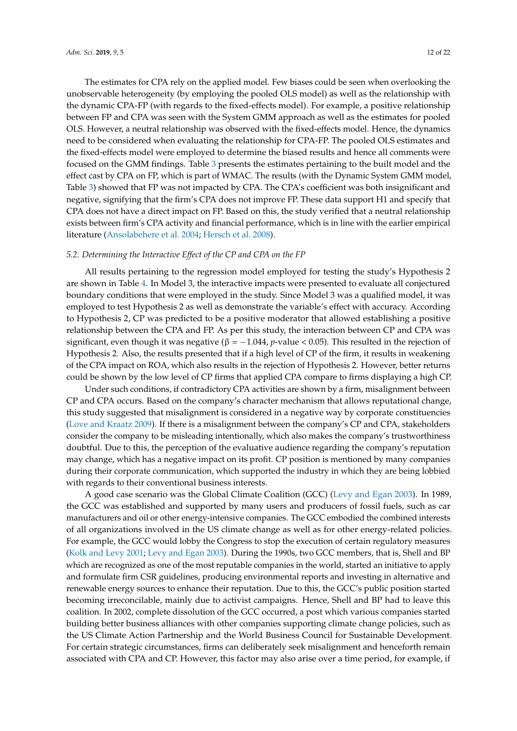The estimates for CPA rely on the applied model. Few biases could be seen when overlooking the unobservable heterogeneity (by employing the pooled OLS model) as well as the relationship with the dynamic CPA-FP (with regards to the fixed-effects model). For example, a positive relationship between FP and CPA was seen with the System GMM approach as well as the estimates for pooled OLS. However, a neutral relationship was observed with the fixed-effects model. Hence, the dynamics need to be considered when evaluating the relationship for CPA-FP. The pooled OLS estimates and the fixed-effects model were employed to determine the biased results and hence all comments were focused on the GMM findings. Table 3 presents the estimates pertaining to the built model and the effect cast by CPA on FP, which is part of WMAC. The results (with the Dynamic System GMM model, Table 3) showed that FP was not impacted by CPA. The CPA's coefficient was both insignificant and negative, signifying that the firm's CPA does not improve FP. These data support H1 and specify that CPA does not have a direct impact on FP. Based on this, the study verified that a neutral relationship exists between firm's CPA activity and financial performance, which is in line with the earlier empirical literature (Ansolabehere et al. 2004; Hersch et al. 2008).

### *5.2. Determining the Interactive Effect of the CP and CPA on the FP*

All results pertaining to the regression model employed for testing the study's Hypothesis 2 are shown in Table 4. In Model 3, the interactive impacts were presented to evaluate all conjectured boundary conditions that were employed in the study. Since Model 3 was a qualified model, it was employed to test Hypothesis 2 as well as demonstrate the variable's effect with accuracy. According to Hypothesis 2, CP was predicted to be a positive moderator that allowed establishing a positive relationship between the CPA and FP. As per this study, the interaction between CP and CPA was significant, even though it was negative ($\beta = -1.044$, $p$-value $< 0.05$). This resulted in the rejection of Hypothesis 2. Also, the results presented that if a high level of CP of the firm, it results in weakening of the CPA impact on ROA, which also results in the rejection of Hypothesis 2. However, better returns could be shown by the low level of CP firms that applied CPA compare to firms displaying a high CP.

Under such conditions, if contradictory CPA activities are shown by a firm, misalignment between CP and CPA occurs. Based on the company's character mechanism that allows reputational change, this study suggested that misalignment is considered in a negative way by corporate constituencies (Love and Kraatz 2009). If there is a misalignment between the company's CP and CPA, stakeholders consider the company to be misleading intentionally, which also makes the company's trustworthiness doubtful. Due to this, the perception of the evaluative audience regarding the company's reputation may change, which has a negative impact on its profit. CP position is mentioned by many companies during their corporate communication, which supported the industry in which they are being lobbied with regards to their conventional business interests.

A good case scenario was the Global Climate Coalition (GCC) (Levy and Egan 2003). In 1989, the GCC was established and supported by many users and producers of fossil fuels, such as car manufacturers and oil or other energy-intensive companies. The GCC embodied the combined interests of all organizations involved in the US climate change as well as for other energy-related policies. For example, the GCC would lobby the Congress to stop the execution of certain regulatory measures (Kolk and Levy 2001; Levy and Egan 2003). During the 1990s, two GCC members, that is, Shell and BP which are recognized as one of the most reputable companies in the world, started an initiative to apply and formulate firm CSR guidelines, producing environmental reports and investing in alternative and renewable energy sources to enhance their reputation. Due to this, the GCC's public position started becoming irreconcilable, mainly due to activist campaigns. Hence, Shell and BP had to leave this coalition. In 2002, complete dissolution of the GCC occurred, a post which various companies started building better business alliances with other companies supporting climate change policies, such as the US Climate Action Partnership and the World Business Council for Sustainable Development. For certain strategic circumstances, firms can deliberately seek misalignment and henceforth remain associated with CPA and CP. However, this factor may also arise over a time period, for example, if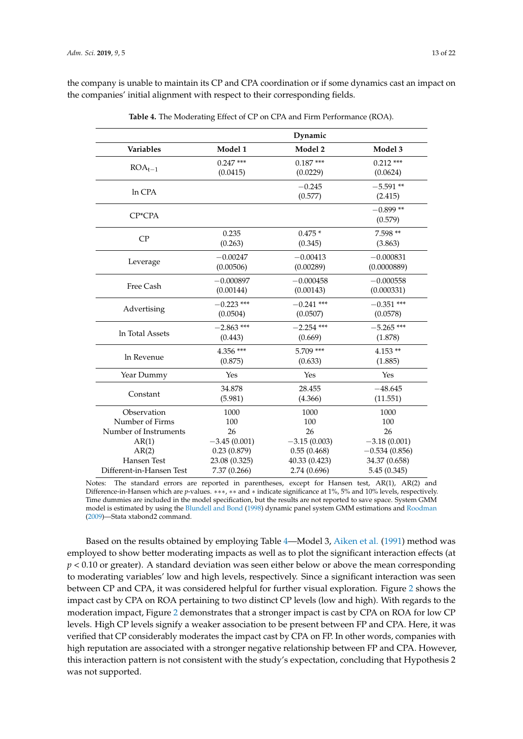the company is unable to maintain its CP and CPA coordination or if some dynamics cast an impact on the companies' initial alignment with respect to their corresponding fields.

**Table 4.** The Moderating Effect of CP on CPA and Firm Performance (ROA).

| | Dynamic | | |
|---|---|---|---|
| **Variables** | **Model 1** | **Model 2** | **Model 3** |
| $ROA_{t-1}$ | 0.247 *** (0.0415) | 0.187 *** (0.0229) | 0.212 *** (0.0624) |
| ln CPA | | −0.245 (0.577) | −5.591 ** (2.415) |
| CP*CPA | | | −0.899 ** (0.579) |
| CP | 0.235 (0.263) | 0.475 * (0.345) | 7.598 ** (3.863) |
| Leverage | −0.00247 (0.00506) | −0.00413 (0.00289) | −0.000831 (0.0000889) |
| Free Cash | −0.000897 (0.00144) | −0.000458 (0.00143) | −0.000558 (0.000331) |
| Advertising | −0.223 *** (0.0504) | −0.241 *** (0.0507) | −0.351 *** (0.0578) |
| ln Total Assets | −2.863 *** (0.443) | −2.254 *** (0.669) | −5.265 *** (1.878) |
| ln Revenue | 4.356 *** (0.875) | 5.709 *** (0.633) | 4.153 ** (1.885) |
| Year Dummy | Yes | Yes | Yes |
| Constant | 34.878 (5.981) | 28.455 (4.366) | −48.645 (11.551) |
| Observation | 1000 | 1000 | 1000 |
| Number of Firms | 100 | 100 | 100 |
| Number of Instruments | 26 | 26 | 26 |
| AR(1) | −3.45 (0.001) | −3.15 (0.003) | −3.18 (0.001) |
| AR(2) | 0.23 (0.879) | 0.55 (0.468) | −0.534 (0.856) |
| Hansen Test | 23.08 (0.325) | 40.33 (0.423) | 34.37 (0.658) |
| Different-in-Hansen Test | 7.37 (0.266) | 2.74 (0.696) | 5.45 (0.345) |

Notes: The standard errors are reported in parentheses, except for Hansen test, AR(1), AR(2) and Difference-in-Hansen which are $p$-values. ***, ** and * indicate significance at 1%, 5% and 10% levels, respectively. Time dummies are included in the model specification, but the results are not reported to save space. System GMM model is estimated by using the Blundell and Bond (1998) dynamic panel system GMM estimations and Roodman (2009)—Stata xtabond2 command.

Based on the results obtained by employing Table 4—Model 3, Aiken et al. (1991) method was employed to show better moderating impacts as well as to plot the significant interaction effects (at $p < 0.10$ or greater). A standard deviation was seen either below or above the mean corresponding to moderating variables' low and high levels, respectively. Since a significant interaction was seen between CP and CPA, it was considered helpful for further visual exploration. Figure 2 shows the impact cast by CPA on ROA pertaining to two distinct CP levels (low and high). With regards to the moderation impact, Figure 2 demonstrates that a stronger impact is cast by CPA on ROA for low CP levels. High CP levels signify a weaker association to be present between FP and CPA. Here, it was verified that CP considerably moderates the impact cast by CPA on FP. In other words, companies with high reputation are associated with a stronger negative relationship between FP and CPA. However, this interaction pattern is not consistent with the study's expectation, concluding that Hypothesis 2 was not supported.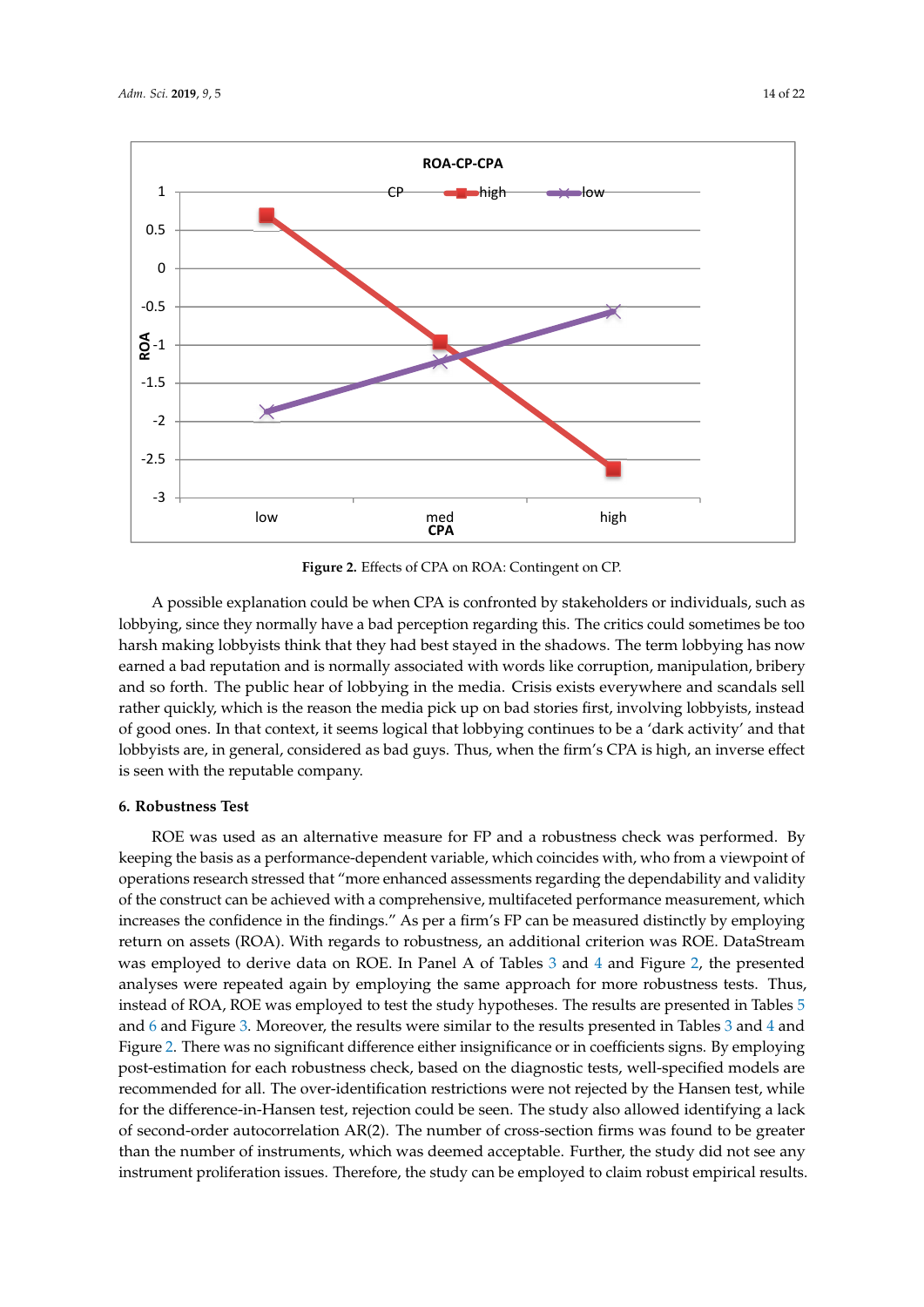**Figure 2.** Effects of CPA on ROA: Contingent on CP.

A possible explanation could be when CPA is confronted by stakeholders or individuals, such as lobbying, since they normally have a bad perception regarding this. The critics could sometimes be too harsh making lobbyists think that they had best stayed in the shadows. The term lobbying has now earned a bad reputation and is normally associated with words like corruption, manipulation, bribery and so forth. The public hear of lobbying in the media. Crisis exists everywhere and scandals sell rather quickly, which is the reason the media pick up on bad stories first, involving lobbyists, instead of good ones. In that context, it seems logical that lobbying continues to be a 'dark activity' and that lobbyists are, in general, considered as bad guys. Thus, when the firm's CPA is high, an inverse effect is seen with the reputable company.

## 6. Robustness Test

ROE was used as an alternative measure for FP and a robustness check was performed. By keeping the basis as a performance-dependent variable, which coincides with, who from a viewpoint of operations research stressed that "more enhanced assessments regarding the dependability and validity of the construct can be achieved with a comprehensive, multifaceted performance measurement, which increases the confidence in the findings." As per a firm's FP can be measured distinctly by employing return on assets (ROA). With regards to robustness, an additional criterion was ROE. DataStream was employed to derive data on ROE. In Panel A of Tables 3 and 4 and Figure 2, the presented analyses were repeated again by employing the same approach for more robustness tests. Thus, instead of ROA, ROE was employed to test the study hypotheses. The results are presented in Tables 5 and 6 and Figure 3. Moreover, the results were similar to the results presented in Tables 3 and 4 and Figure 2. There was no significant difference either insignificance or in coefficients signs. By employing post-estimation for each robustness check, based on the diagnostic tests, well-specified models are recommended for all. The over-identification restrictions were not rejected by the Hansen test, while for the difference-in-Hansen test, rejection could be seen. The study also allowed identifying a lack of second-order autocorrelation AR(2). The number of cross-section firms was found to be greater than the number of instruments, which was deemed acceptable. Further, the study did not see any instrument proliferation issues. Therefore, the study can be employed to claim robust empirical results.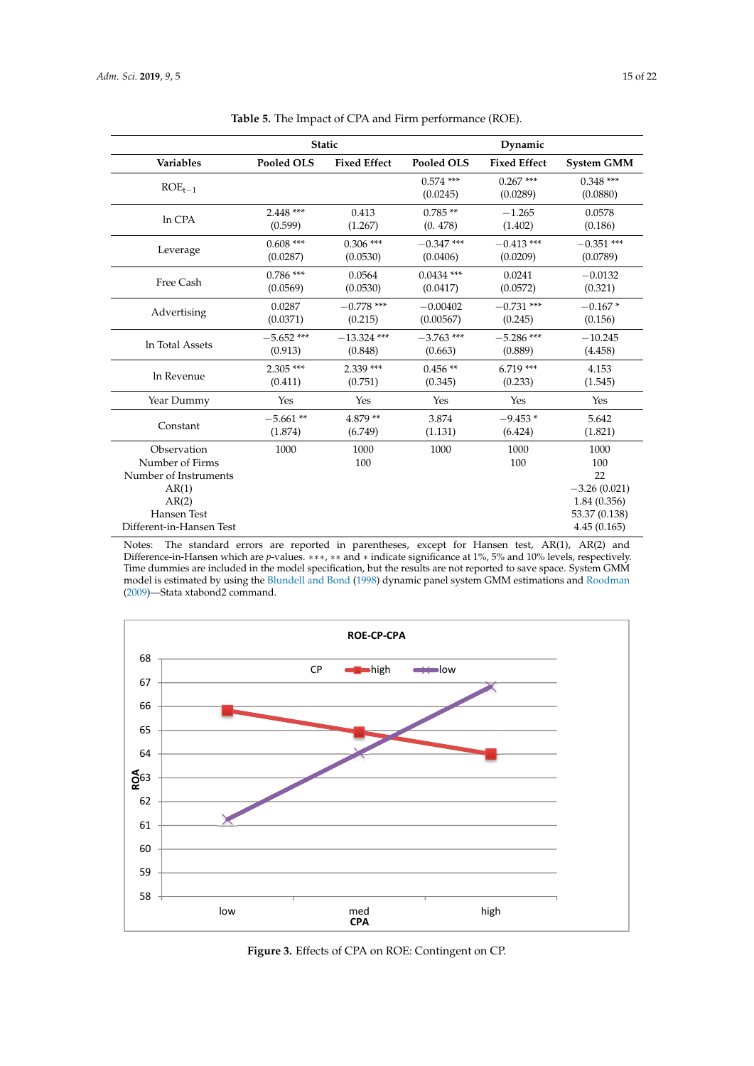**Table 5.** The Impact of CPA and Firm performance (ROE).

| | Static | | Dynamic | | |
|---|---|---|---|---|---|
| **Variables** | **Pooled OLS** | **Fixed Effect** | **Pooled OLS** | **Fixed Effect** | **System GMM** |
| $ROE_{t-1}$ | | | 0.574 *** (0.0245) | 0.267 *** (0.0289) | 0.348 *** (0.0880) |
| ln CPA | 2.448 *** (0.599) | 0.413 (1.267) | 0.785 ** (0. 478) | −1.265 (1.402) | 0.0578 (0.186) |
| Leverage | 0.608 *** (0.0287) | 0.306 *** (0.0530) | −0.347 *** (0.0406) | −0.413 *** (0.0209) | −0.351 *** (0.0789) |
| Free Cash | 0.786 *** (0.0569) | 0.0564 (0.0530) | 0.0434 *** (0.0417) | 0.0241 (0.0572) | −0.0132 (0.321) |
| Advertising | 0.0287 (0.0371) | −0.778 *** (0.215) | −0.00402 (0.00567) | −0.731 *** (0.245) | −0.167 * (0.156) |
| ln Total Assets | −5.652 *** (0.913) | −13.324 *** (0.848) | −3.763 *** (0.663) | −5.286 *** (0.889) | −10.245 (4.458) |
| ln Revenue | 2.305 *** (0.411) | 2.339 *** (0.751) | 0.456 ** (0.345) | 6.719 *** (0.233) | 4.153 (1.545) |
| Year Dummy | Yes | Yes | Yes | Yes | Yes |
| Constant | −5.661 ** (1.874) | 4.879 ** (6.749) | 3.874 (1.131) | −9.453 * (6.424) | 5.642 (1.821) |
| Observation | 1000 | 1000 | 1000 | 1000 | 1000 |
| Number of Firms | | 100 | | 100 | 100 |
| Number of Instruments | | | | | 22 |
| AR(1) | | | | | −3.26 (0.021) |
| AR(2) | | | | | 1.84 (0.356) |
| Hansen Test | | | | | 53.37 (0.138) |
| Different-in-Hansen Test | | | | | 4.45 (0.165) |

Notes: The standard errors are reported in parentheses, except for Hansen test, AR(1), AR(2) and Difference-in-Hansen which are *p*-values. ***, ** and * indicate significance at 1%, 5% and 10% levels, respectively. Time dummies are included in the model specification, but the results are not reported to save space. System GMM model is estimated by using the Blundell and Bond (1998) dynamic panel system GMM estimations and Roodman (2009)—Stata xtabond2 command.

**Figure 3.** Effects of CPA on ROE: Contingent on CP.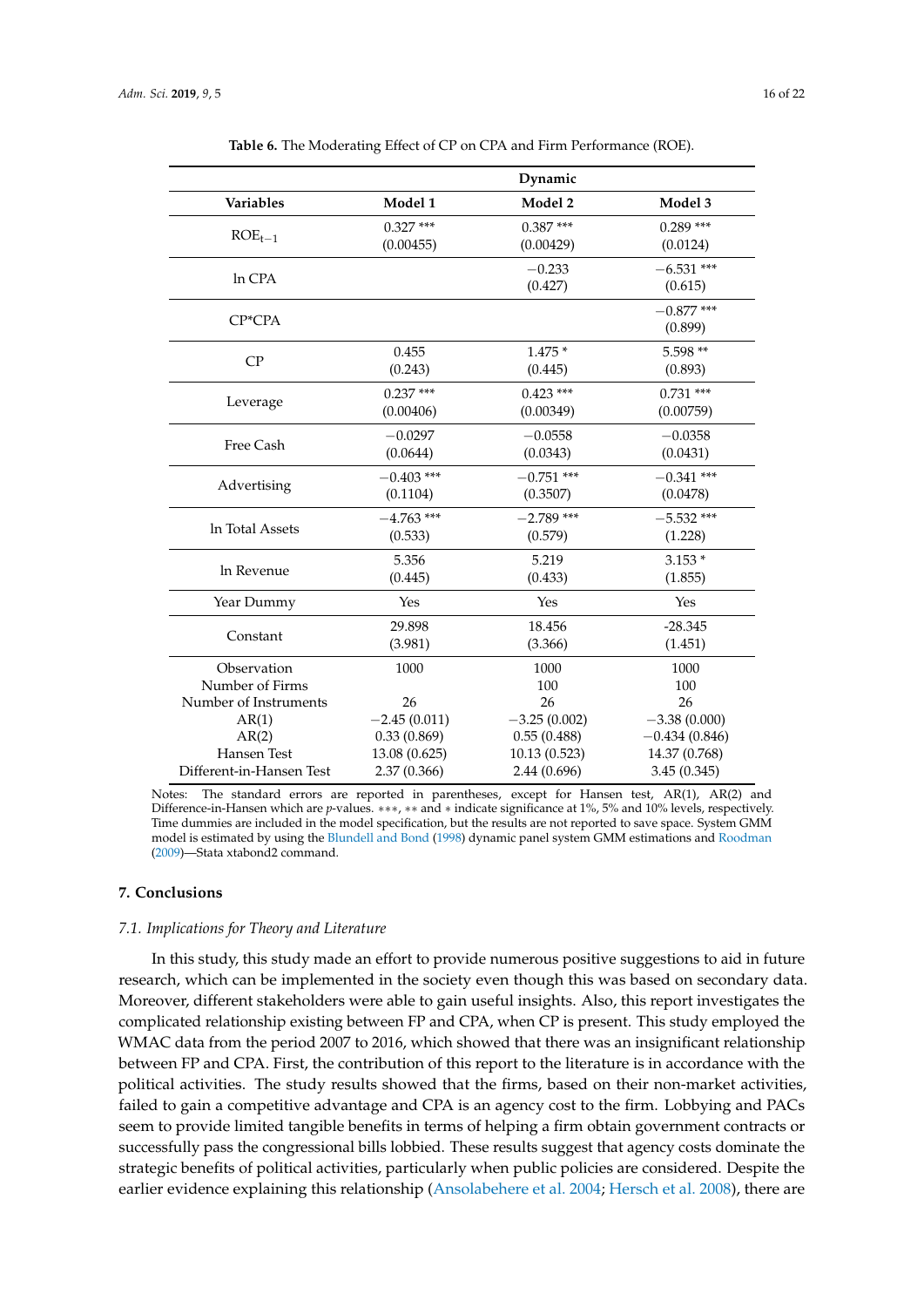**Table 6.** The Moderating Effect of CP on CPA and Firm Performance (ROE).

| | Dynamic | | |
|---|---|---|---|
| **Variables** | **Model 1** | **Model 2** | **Model 3** |
| $ROE_{t-1}$ | 0.327 *** (0.00455) | 0.387 *** (0.00429) | 0.289 *** (0.0124) |
| ln CPA | | −0.233 (0.427) | −6.531 *** (0.615) |
| CP*CPA | | | −0.877 *** (0.899) |
| CP | 0.455 (0.243) | 1.475 * (0.445) | 5.598 ** (0.893) |
| Leverage | 0.237 *** (0.00406) | 0.423 *** (0.00349) | 0.731 *** (0.00759) |
| Free Cash | −0.0297 (0.0644) | −0.0558 (0.0343) | −0.0358 (0.0431) |
| Advertising | −0.403 *** (0.1104) | −0.751 *** (0.3507) | −0.341 *** (0.0478) |
| ln Total Assets | −4.763 *** (0.533) | −2.789 *** (0.579) | −5.532 *** (1.228) |
| ln Revenue | 5.356 (0.445) | 5.219 (0.433) | 3.153 * (1.855) |
| Year Dummy | Yes | Yes | Yes |
| Constant | 29.898 (3.981) | 18.456 (3.366) | -28.345 (1.451) |
| Observation | 1000 | 1000 | 1000 |
| Number of Firms | | 100 | 100 |
| Number of Instruments | 26 | 26 | 26 |
| AR(1) | −2.45 (0.011) | −3.25 (0.002) | −3.38 (0.000) |
| AR(2) | 0.33 (0.869) | 0.55 (0.488) | −0.434 (0.846) |
| Hansen Test | 13.08 (0.625) | 10.13 (0.523) | 14.37 (0.768) |
| Different-in-Hansen Test | 2.37 (0.366) | 2.44 (0.696) | 3.45 (0.345) |

Notes: The standard errors are reported in parentheses, except for Hansen test, AR(1), AR(2) and Difference-in-Hansen which are *p*-values. ***, ** and * indicate significance at 1%, 5% and 10% levels, respectively. Time dummies are included in the model specification, but the results are not reported to save space. System GMM model is estimated by using the Blundell and Bond (1998) dynamic panel system GMM estimations and Roodman (2009)—Stata xtabond2 command.

## 7. Conclusions

### *7.1. Implications for Theory and Literature*

In this study, this study made an effort to provide numerous positive suggestions to aid in future research, which can be implemented in the society even though this was based on secondary data. Moreover, different stakeholders were able to gain useful insights. Also, this report investigates the complicated relationship existing between FP and CPA, when CP is present. This study employed the WMAC data from the period 2007 to 2016, which showed that there was an insignificant relationship between FP and CPA. First, the contribution of this report to the literature is in accordance with the political activities. The study results showed that the firms, based on their non-market activities, failed to gain a competitive advantage and CPA is an agency cost to the firm. Lobbying and PACs seem to provide limited tangible benefits in terms of helping a firm obtain government contracts or successfully pass the congressional bills lobbied. These results suggest that agency costs dominate the strategic benefits of political activities, particularly when public policies are considered. Despite the earlier evidence explaining this relationship (Ansolabehere et al. 2004; Hersch et al. 2008), there are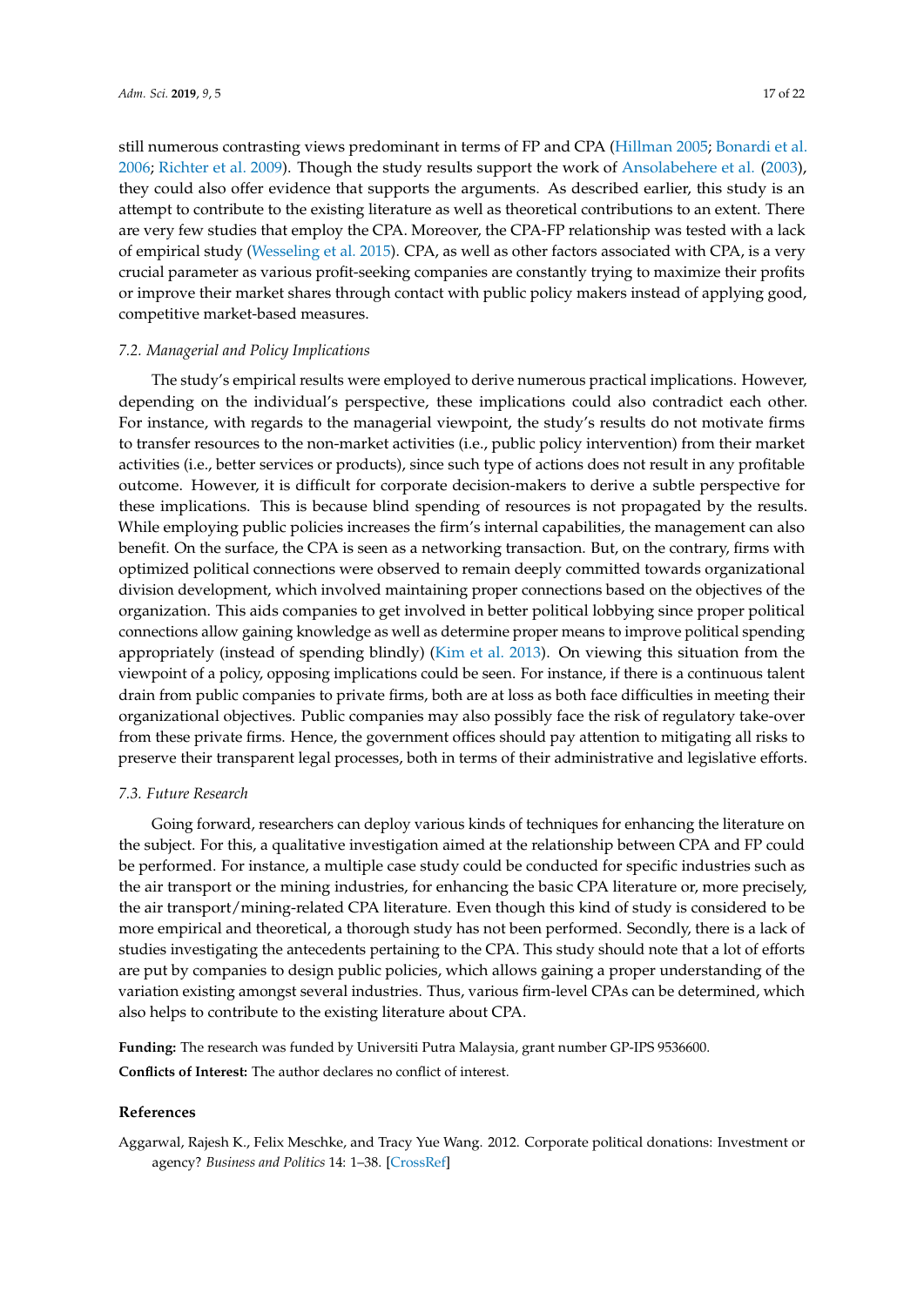still numerous contrasting views predominant in terms of FP and CPA (Hillman 2005; Bonardi et al. 2006; Richter et al. 2009). Though the study results support the work of Ansolabehere et al. (2003), they could also offer evidence that supports the arguments. As described earlier, this study is an attempt to contribute to the existing literature as well as theoretical contributions to an extent. There are very few studies that employ the CPA. Moreover, the CPA-FP relationship was tested with a lack of empirical study (Wesseling et al. 2015). CPA, as well as other factors associated with CPA, is a very crucial parameter as various profit-seeking companies are constantly trying to maximize their profits or improve their market shares through contact with public policy makers instead of applying good, competitive market-based measures.

### 7.2. Managerial and Policy Implications

The study's empirical results were employed to derive numerous practical implications. However, depending on the individual's perspective, these implications could also contradict each other. For instance, with regards to the managerial viewpoint, the study's results do not motivate firms to transfer resources to the non-market activities (i.e., public policy intervention) from their market activities (i.e., better services or products), since such type of actions does not result in any profitable outcome. However, it is difficult for corporate decision-makers to derive a subtle perspective for these implications. This is because blind spending of resources is not propagated by the results. While employing public policies increases the firm's internal capabilities, the management can also benefit. On the surface, the CPA is seen as a networking transaction. But, on the contrary, firms with optimized political connections were observed to remain deeply committed towards organizational division development, which involved maintaining proper connections based on the objectives of the organization. This aids companies to get involved in better political lobbying since proper political connections allow gaining knowledge as well as determine proper means to improve political spending appropriately (instead of spending blindly) (Kim et al. 2013). On viewing this situation from the viewpoint of a policy, opposing implications could be seen. For instance, if there is a continuous talent drain from public companies to private firms, both are at loss as both face difficulties in meeting their organizational objectives. Public companies may also possibly face the risk of regulatory take-over from these private firms. Hence, the government offices should pay attention to mitigating all risks to preserve their transparent legal processes, both in terms of their administrative and legislative efforts.

### 7.3. Future Research

Going forward, researchers can deploy various kinds of techniques for enhancing the literature on the subject. For this, a qualitative investigation aimed at the relationship between CPA and FP could be performed. For instance, a multiple case study could be conducted for specific industries such as the air transport or the mining industries, for enhancing the basic CPA literature or, more precisely, the air transport/mining-related CPA literature. Even though this kind of study is considered to be more empirical and theoretical, a thorough study has not been performed. Secondly, there is a lack of studies investigating the antecedents pertaining to the CPA. This study should note that a lot of efforts are put by companies to design public policies, which allows gaining a proper understanding of the variation existing amongst several industries. Thus, various firm-level CPAs can be determined, which also helps to contribute to the existing literature about CPA.

**Funding:** The research was funded by Universiti Putra Malaysia, grant number GP-IPS 9536600.

**Conflicts of Interest:** The author declares no conflict of interest.

## References

Aggarwal, Rajesh K., Felix Meschke, and Tracy Yue Wang. 2012. Corporate political donations: Investment or agency? *Business and Politics* 14: 1–38. [CrossRef]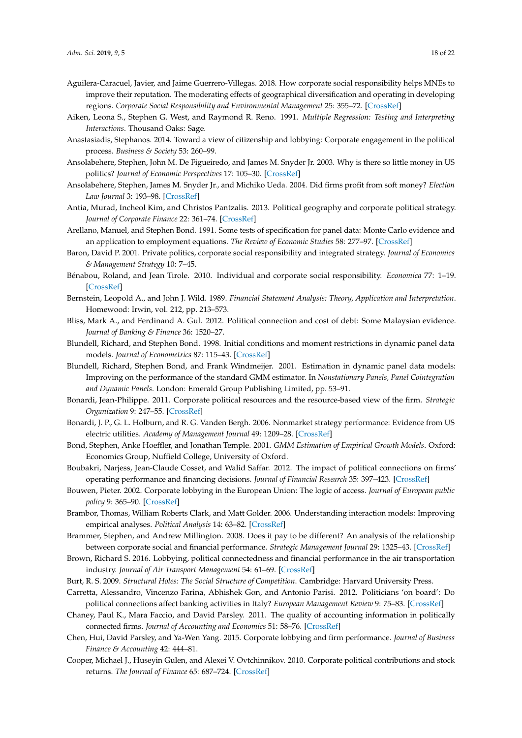Aguilera-Caracuel, Javier, and Jaime Guerrero-Villegas. 2018. How corporate social responsibility helps MNEs to improve their reputation. The moderating effects of geographical diversification and operating in developing regions. *Corporate Social Responsibility and Environmental Management* 25: 355–72. [CrossRef]

Aiken, Leona S., Stephen G. West, and Raymond R. Reno. 1991. *Multiple Regression: Testing and Interpreting Interactions*. Thousand Oaks: Sage.

Anastasiadis, Stephanos. 2014. Toward a view of citizenship and lobbying: Corporate engagement in the political process. *Business & Society* 53: 260–99.

Ansolabehere, Stephen, John M. De Figueiredo, and James M. Snyder Jr. 2003. Why is there so little money in US politics? *Journal of Economic Perspectives* 17: 105–30. [CrossRef]

Ansolabehere, Stephen, James M. Snyder Jr., and Michiko Ueda. 2004. Did firms profit from soft money? *Election Law Journal* 3: 193–98. [CrossRef]

Antia, Murad, Incheol Kim, and Christos Pantzalis. 2013. Political geography and corporate political strategy. *Journal of Corporate Finance* 22: 361–74. [CrossRef]

Arellano, Manuel, and Stephen Bond. 1991. Some tests of specification for panel data: Monte Carlo evidence and an application to employment equations. *The Review of Economic Studies* 58: 277–97. [CrossRef]

Baron, David P. 2001. Private politics, corporate social responsibility and integrated strategy. *Journal of Economics & Management Strategy* 10: 7–45.

Bénabou, Roland, and Jean Tirole. 2010. Individual and corporate social responsibility. *Economica* 77: 1–19. [CrossRef]

Bernstein, Leopold A., and John J. Wild. 1989. *Financial Statement Analysis: Theory, Application and Interpretation*. Homewood: Irwin, vol. 212, pp. 213–573.

Bliss, Mark A., and Ferdinand A. Gul. 2012. Political connection and cost of debt: Some Malaysian evidence. *Journal of Banking & Finance* 36: 1520–27.

Blundell, Richard, and Stephen Bond. 1998. Initial conditions and moment restrictions in dynamic panel data models. *Journal of Econometrics* 87: 115–43. [CrossRef]

Blundell, Richard, Stephen Bond, and Frank Windmeijer. 2001. Estimation in dynamic panel data models: Improving on the performance of the standard GMM estimator. In *Nonstationary Panels, Panel Cointegration and Dynamic Panels*. London: Emerald Group Publishing Limited, pp. 53–91.

Bonardi, Jean-Philippe. 2011. Corporate political resources and the resource-based view of the firm. *Strategic Organization* 9: 247–55. [CrossRef]

Bonardi, J. P., G. L. Holburn, and R. G. Vanden Bergh. 2006. Nonmarket strategy performance: Evidence from US electric utilities. *Academy of Management Journal* 49: 1209–28. [CrossRef]

Bond, Stephen, Anke Hoeffler, and Jonathan Temple. 2001. *GMM Estimation of Empirical Growth Models*. Oxford: Economics Group, Nuffield College, University of Oxford.

Boubakri, Narjess, Jean-Claude Cosset, and Walid Saffar. 2012. The impact of political connections on firms' operating performance and financing decisions. *Journal of Financial Research* 35: 397–423. [CrossRef]

Bouwen, Pieter. 2002. Corporate lobbying in the European Union: The logic of access. *Journal of European public policy* 9: 365–90. [CrossRef]

Brambor, Thomas, William Roberts Clark, and Matt Golder. 2006. Understanding interaction models: Improving empirical analyses. *Political Analysis* 14: 63–82. [CrossRef]

Brammer, Stephen, and Andrew Millington. 2008. Does it pay to be different? An analysis of the relationship between corporate social and financial performance. *Strategic Management Journal* 29: 1325–43. [CrossRef]

Brown, Richard S. 2016. Lobbying, political connectedness and financial performance in the air transportation industry. *Journal of Air Transport Management* 54: 61–69. [CrossRef]

Burt, R. S. 2009. *Structural Holes: The Social Structure of Competition*. Cambridge: Harvard University Press.

Carretta, Alessandro, Vincenzo Farina, Abhishek Gon, and Antonio Parisi. 2012. Politicians 'on board': Do political connections affect banking activities in Italy? *European Management Review* 9: 75–83. [CrossRef]

Chaney, Paul K., Mara Faccio, and David Parsley. 2011. The quality of accounting information in politically connected firms. *Journal of Accounting and Economics* 51: 58–76. [CrossRef]

Chen, Hui, David Parsley, and Ya-Wen Yang. 2015. Corporate lobbying and firm performance. *Journal of Business Finance & Accounting* 42: 444–81.

Cooper, Michael J., Huseyin Gulen, and Alexei V. Ovtchinnikov. 2010. Corporate political contributions and stock returns. *The Journal of Finance* 65: 687–724. [CrossRef]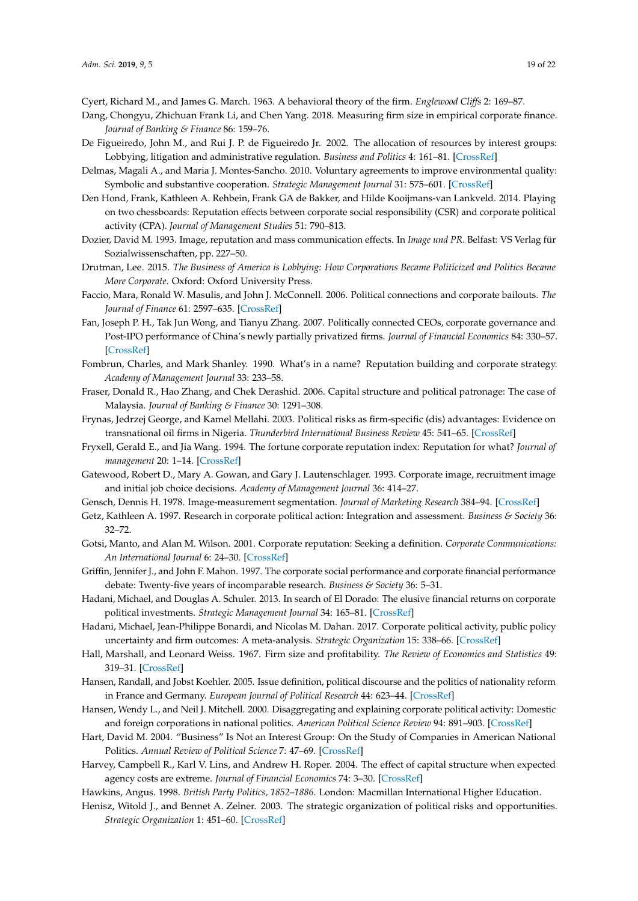Cyert, Richard M., and James G. March. 1963. A behavioral theory of the firm. *Englewood Cliffs* 2: 169–87.

Dang, Chongyu, Zhichuan Frank Li, and Chen Yang. 2018. Measuring firm size in empirical corporate finance. *Journal of Banking & Finance* 86: 159–76.

De Figueiredo, John M., and Rui J. P. de Figueiredo Jr. 2002. The allocation of resources by interest groups: Lobbying, litigation and administrative regulation. *Business and Politics* 4: 161–81. [CrossRef]

Delmas, Magali A., and Maria J. Montes-Sancho. 2010. Voluntary agreements to improve environmental quality: Symbolic and substantive cooperation. *Strategic Management Journal* 31: 575–601. [CrossRef]

Den Hond, Frank, Kathleen A. Rehbein, Frank GA de Bakker, and Hilde Kooijmans-van Lankveld. 2014. Playing on two chessboards: Reputation effects between corporate social responsibility (CSR) and corporate political activity (CPA). *Journal of Management Studies* 51: 790–813.

Dozier, David M. 1993. Image, reputation and mass communication effects. In *Image und PR*. Belfast: VS Verlag für Sozialwissenschaften, pp. 227–50.

Drutman, Lee. 2015. *The Business of America is Lobbying: How Corporations Became Politicized and Politics Became More Corporate*. Oxford: Oxford University Press.

Faccio, Mara, Ronald W. Masulis, and John J. McConnell. 2006. Political connections and corporate bailouts. *The Journal of Finance* 61: 2597–635. [CrossRef]

Fan, Joseph P. H., Tak Jun Wong, and Tianyu Zhang. 2007. Politically connected CEOs, corporate governance and Post-IPO performance of China's newly partially privatized firms. *Journal of Financial Economics* 84: 330–57. [CrossRef]

Fombrun, Charles, and Mark Shanley. 1990. What's in a name? Reputation building and corporate strategy. *Academy of Management Journal* 33: 233–58.

Fraser, Donald R., Hao Zhang, and Chek Derashid. 2006. Capital structure and political patronage: The case of Malaysia. *Journal of Banking & Finance* 30: 1291–308.

Frynas, Jedrzej George, and Kamel Mellahi. 2003. Political risks as firm-specific (dis) advantages: Evidence on transnational oil firms in Nigeria. *Thunderbird International Business Review* 45: 541–65. [CrossRef]

Fryxell, Gerald E., and Jia Wang. 1994. The fortune corporate reputation index: Reputation for what? *Journal of management* 20: 1–14. [CrossRef]

Gatewood, Robert D., Mary A. Gowan, and Gary J. Lautenschlager. 1993. Corporate image, recruitment image and initial job choice decisions. *Academy of Management Journal* 36: 414–27.

Gensch, Dennis H. 1978. Image-measurement segmentation. *Journal of Marketing Research* 384–94. [CrossRef]

Getz, Kathleen A. 1997. Research in corporate political action: Integration and assessment. *Business & Society* 36: 32–72.

Gotsi, Manto, and Alan M. Wilson. 2001. Corporate reputation: Seeking a definition. *Corporate Communications: An International Journal* 6: 24–30. [CrossRef]

Griffin, Jennifer J., and John F. Mahon. 1997. The corporate social performance and corporate financial performance debate: Twenty-five years of incomparable research. *Business & Society* 36: 5–31.

Hadani, Michael, and Douglas A. Schuler. 2013. In search of El Dorado: The elusive financial returns on corporate political investments. *Strategic Management Journal* 34: 165–81. [CrossRef]

Hadani, Michael, Jean-Philippe Bonardi, and Nicolas M. Dahan. 2017. Corporate political activity, public policy uncertainty and firm outcomes: A meta-analysis. *Strategic Organization* 15: 338–66. [CrossRef]

Hall, Marshall, and Leonard Weiss. 1967. Firm size and profitability. *The Review of Economics and Statistics* 49: 319–31. [CrossRef]

Hansen, Randall, and Jobst Koehler. 2005. Issue definition, political discourse and the politics of nationality reform in France and Germany. *European Journal of Political Research* 44: 623–44. [CrossRef]

Hansen, Wendy L., and Neil J. Mitchell. 2000. Disaggregating and explaining corporate political activity: Domestic and foreign corporations in national politics. *American Political Science Review* 94: 891–903. [CrossRef]

Hart, David M. 2004. "Business" Is Not an Interest Group: On the Study of Companies in American National Politics. *Annual Review of Political Science* 7: 47–69. [CrossRef]

Harvey, Campbell R., Karl V. Lins, and Andrew H. Roper. 2004. The effect of capital structure when expected agency costs are extreme. *Journal of Financial Economics* 74: 3–30. [CrossRef]

Hawkins, Angus. 1998. *British Party Politics, 1852–1886*. London: Macmillan International Higher Education.

Henisz, Witold J., and Bennet A. Zelner. 2003. The strategic organization of political risks and opportunities. *Strategic Organization* 1: 451–60. [CrossRef]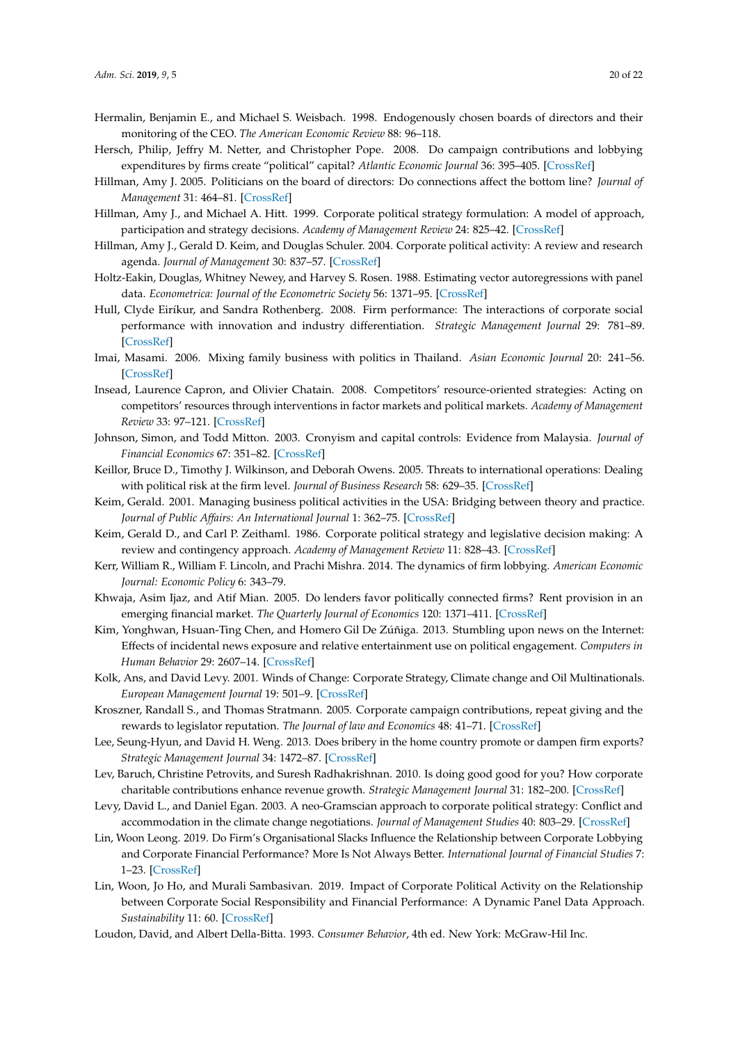Hermalin, Benjamin E., and Michael S. Weisbach. 1998. Endogenously chosen boards of directors and their monitoring of the CEO. *The American Economic Review* 88: 96–118.

Hersch, Philip, Jeffry M. Netter, and Christopher Pope. 2008. Do campaign contributions and lobbying expenditures by firms create "political" capital? *Atlantic Economic Journal* 36: 395–405. [CrossRef]

Hillman, Amy J. 2005. Politicians on the board of directors: Do connections affect the bottom line? *Journal of Management* 31: 464–81. [CrossRef]

Hillman, Amy J., and Michael A. Hitt. 1999. Corporate political strategy formulation: A model of approach, participation and strategy decisions. *Academy of Management Review* 24: 825–42. [CrossRef]

Hillman, Amy J., Gerald D. Keim, and Douglas Schuler. 2004. Corporate political activity: A review and research agenda. *Journal of Management* 30: 837–57. [CrossRef]

Holtz-Eakin, Douglas, Whitney Newey, and Harvey S. Rosen. 1988. Estimating vector autoregressions with panel data. *Econometrica: Journal of the Econometric Society* 56: 1371–95. [CrossRef]

Hull, Clyde Eiríkur, and Sandra Rothenberg. 2008. Firm performance: The interactions of corporate social performance with innovation and industry differentiation. *Strategic Management Journal* 29: 781–89. [CrossRef]

Imai, Masami. 2006. Mixing family business with politics in Thailand. *Asian Economic Journal* 20: 241–56. [CrossRef]

Insead, Laurence Capron, and Olivier Chatain. 2008. Competitors' resource-oriented strategies: Acting on competitors' resources through interventions in factor markets and political markets. *Academy of Management Review* 33: 97–121. [CrossRef]

Johnson, Simon, and Todd Mitton. 2003. Cronyism and capital controls: Evidence from Malaysia. *Journal of Financial Economics* 67: 351–82. [CrossRef]

Keillor, Bruce D., Timothy J. Wilkinson, and Deborah Owens. 2005. Threats to international operations: Dealing with political risk at the firm level. *Journal of Business Research* 58: 629–35. [CrossRef]

Keim, Gerald. 2001. Managing business political activities in the USA: Bridging between theory and practice. *Journal of Public Affairs: An International Journal* 1: 362–75. [CrossRef]

Keim, Gerald D., and Carl P. Zeithaml. 1986. Corporate political strategy and legislative decision making: A review and contingency approach. *Academy of Management Review* 11: 828–43. [CrossRef]

Kerr, William R., William F. Lincoln, and Prachi Mishra. 2014. The dynamics of firm lobbying. *American Economic Journal: Economic Policy* 6: 343–79.

Khwaja, Asim Ijaz, and Atif Mian. 2005. Do lenders favor politically connected firms? Rent provision in an emerging financial market. *The Quarterly Journal of Economics* 120: 1371–411. [CrossRef]

Kim, Yonghwan, Hsuan-Ting Chen, and Homero Gil De Zúñiga. 2013. Stumbling upon news on the Internet: Effects of incidental news exposure and relative entertainment use on political engagement. *Computers in Human Behavior* 29: 2607–14. [CrossRef]

Kolk, Ans, and David Levy. 2001. Winds of Change: Corporate Strategy, Climate change and Oil Multinationals. *European Management Journal* 19: 501–9. [CrossRef]

Kroszner, Randall S., and Thomas Stratmann. 2005. Corporate campaign contributions, repeat giving and the rewards to legislator reputation. *The Journal of law and Economics* 48: 41–71. [CrossRef]

Lee, Seung-Hyun, and David H. Weng. 2013. Does bribery in the home country promote or dampen firm exports? *Strategic Management Journal* 34: 1472–87. [CrossRef]

Lev, Baruch, Christine Petrovits, and Suresh Radhakrishnan. 2010. Is doing good good for you? How corporate charitable contributions enhance revenue growth. *Strategic Management Journal* 31: 182–200. [CrossRef]

Levy, David L., and Daniel Egan. 2003. A neo-Gramscian approach to corporate political strategy: Conflict and accommodation in the climate change negotiations. *Journal of Management Studies* 40: 803–29. [CrossRef]

Lin, Woon Leong. 2019. Do Firm's Organisational Slacks Influence the Relationship between Corporate Lobbying and Corporate Financial Performance? More Is Not Always Better. *International Journal of Financial Studies* 7: 1–23. [CrossRef]

Lin, Woon, Jo Ho, and Murali Sambasivan. 2019. Impact of Corporate Political Activity on the Relationship between Corporate Social Responsibility and Financial Performance: A Dynamic Panel Data Approach. *Sustainability* 11: 60. [CrossRef]

Loudon, David, and Albert Della-Bitta. 1993. *Consumer Behavior*, 4th ed. New York: McGraw-Hil Inc.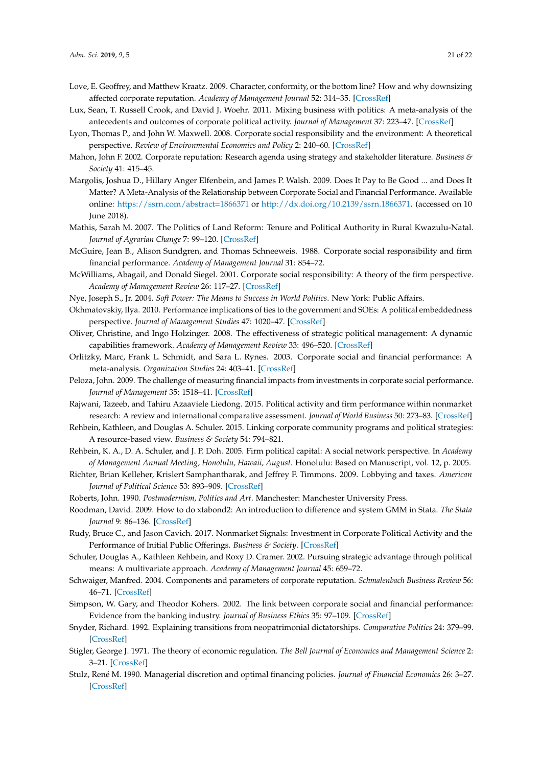Love, E. Geoffrey, and Matthew Kraatz. 2009. Character, conformity, or the bottom line? How and why downsizing affected corporate reputation. *Academy of Management Journal* 52: 314–35. [CrossRef]

Lux, Sean, T. Russell Crook, and David J. Woehr. 2011. Mixing business with politics: A meta-analysis of the antecedents and outcomes of corporate political activity. *Journal of Management* 37: 223–47. [CrossRef]

Lyon, Thomas P., and John W. Maxwell. 2008. Corporate social responsibility and the environment: A theoretical perspective. *Review of Environmental Economics and Policy* 2: 240–60. [CrossRef]

Mahon, John F. 2002. Corporate reputation: Research agenda using strategy and stakeholder literature. *Business & Society* 41: 415–45.

Margolis, Joshua D., Hillary Anger Elfenbein, and James P. Walsh. 2009. Does It Pay to Be Good ... and Does It Matter? A Meta-Analysis of the Relationship between Corporate Social and Financial Performance. Available online: https://ssrn.com/abstract=1866371 or http://dx.doi.org/10.2139/ssrn.1866371. (accessed on 10 June 2018).

Mathis, Sarah M. 2007. The Politics of Land Reform: Tenure and Political Authority in Rural Kwazulu-Natal. *Journal of Agrarian Change* 7: 99–120. [CrossRef]

McGuire, Jean B., Alison Sundgren, and Thomas Schneeweis. 1988. Corporate social responsibility and firm financial performance. *Academy of Management Journal* 31: 854–72.

McWilliams, Abagail, and Donald Siegel. 2001. Corporate social responsibility: A theory of the firm perspective. *Academy of Management Review* 26: 117–27. [CrossRef]

Nye, Joseph S., Jr. 2004. *Soft Power: The Means to Success in World Politics*. New York: Public Affairs.

Okhmatovskiy, Ilya. 2010. Performance implications of ties to the government and SOEs: A political embeddedness perspective. *Journal of Management Studies* 47: 1020–47. [CrossRef]

Oliver, Christine, and Ingo Holzinger. 2008. The effectiveness of strategic political management: A dynamic capabilities framework. *Academy of Management Review* 33: 496–520. [CrossRef]

Orlitzky, Marc, Frank L. Schmidt, and Sara L. Rynes. 2003. Corporate social and financial performance: A meta-analysis. *Organization Studies* 24: 403–41. [CrossRef]

Peloza, John. 2009. The challenge of measuring financial impacts from investments in corporate social performance. *Journal of Management* 35: 1518–41. [CrossRef]

Rajwani, Tazeeb, and Tahiru Azaaviele Liedong. 2015. Political activity and firm performance within nonmarket research: A review and international comparative assessment. *Journal of World Business* 50: 273–83. [CrossRef]

Rehbein, Kathleen, and Douglas A. Schuler. 2015. Linking corporate community programs and political strategies: A resource-based view. *Business & Society* 54: 794–821.

Rehbein, K. A., D. A. Schuler, and J. P. Doh. 2005. Firm political capital: A social network perspective. In *Academy of Management Annual Meeting, Honolulu, Hawaii, August*. Honolulu: Based on Manuscript, vol. 12, p. 2005.

Richter, Brian Kelleher, Krislert Samphantharak, and Jeffrey F. Timmons. 2009. Lobbying and taxes. *American Journal of Political Science* 53: 893–909. [CrossRef]

Roberts, John. 1990. *Postmodernism, Politics and Art*. Manchester: Manchester University Press.

Roodman, David. 2009. How to do xtabond2: An introduction to difference and system GMM in Stata. *The Stata Journal* 9: 86–136. [CrossRef]

Rudy, Bruce C., and Jason Cavich. 2017. Nonmarket Signals: Investment in Corporate Political Activity and the Performance of Initial Public Offerings. *Business & Society*. [CrossRef]

Schuler, Douglas A., Kathleen Rehbein, and Roxy D. Cramer. 2002. Pursuing strategic advantage through political means: A multivariate approach. *Academy of Management Journal* 45: 659–72.

Schwaiger, Manfred. 2004. Components and parameters of corporate reputation. *Schmalenbach Business Review* 56: 46–71. [CrossRef]

Simpson, W. Gary, and Theodor Kohers. 2002. The link between corporate social and financial performance: Evidence from the banking industry. *Journal of Business Ethics* 35: 97–109. [CrossRef]

Snyder, Richard. 1992. Explaining transitions from neopatrimonial dictatorships. *Comparative Politics* 24: 379–99. [CrossRef]

Stigler, George J. 1971. The theory of economic regulation. *The Bell Journal of Economics and Management Science* 2: 3–21. [CrossRef]

Stulz, René M. 1990. Managerial discretion and optimal financing policies. *Journal of Financial Economics* 26: 3–27. [CrossRef]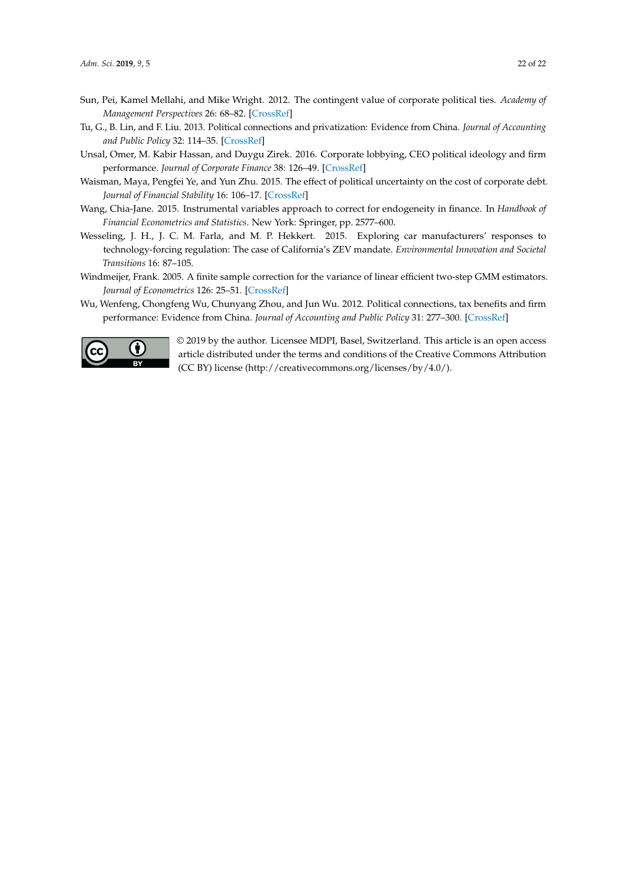Sun, Pei, Kamel Mellahi, and Mike Wright. 2012. The contingent value of corporate political ties. *Academy of Management Perspectives* 26: 68–82. [CrossRef]

Tu, G., B. Lin, and F. Liu. 2013. Political connections and privatization: Evidence from China. *Journal of Accounting and Public Policy* 32: 114–35. [CrossRef]

Unsal, Omer, M. Kabir Hassan, and Duygu Zirek. 2016. Corporate lobbying, CEO political ideology and firm performance. *Journal of Corporate Finance* 38: 126–49. [CrossRef]

Waisman, Maya, Pengfei Ye, and Yun Zhu. 2015. The effect of political uncertainty on the cost of corporate debt. *Journal of Financial Stability* 16: 106–17. [CrossRef]

Wang, Chia-Jane. 2015. Instrumental variables approach to correct for endogeneity in finance. In *Handbook of Financial Econometrics and Statistics*. New York: Springer, pp. 2577–600.

Wesseling, J. H., J. C. M. Farla, and M. P. Hekkert. 2015. Exploring car manufacturers' responses to technology-forcing regulation: The case of California's ZEV mandate. *Environmental Innovation and Societal Transitions* 16: 87–105.

Windmeijer, Frank. 2005. A finite sample correction for the variance of linear efficient two-step GMM estimators. *Journal of Econometrics* 126: 25–51. [CrossRef]

Wu, Wenfeng, Chongfeng Wu, Chunyang Zhou, and Jun Wu. 2012. Political connections, tax benefits and firm performance: Evidence from China. *Journal of Accounting and Public Policy* 31: 277–300. [CrossRef]

© 2019 by the author. Licensee MDPI, Basel, Switzerland. This article is an open access article distributed under the terms and conditions of the Creative Commons Attribution (CC BY) license (http://creativecommons.org/licenses/by/4.0/).